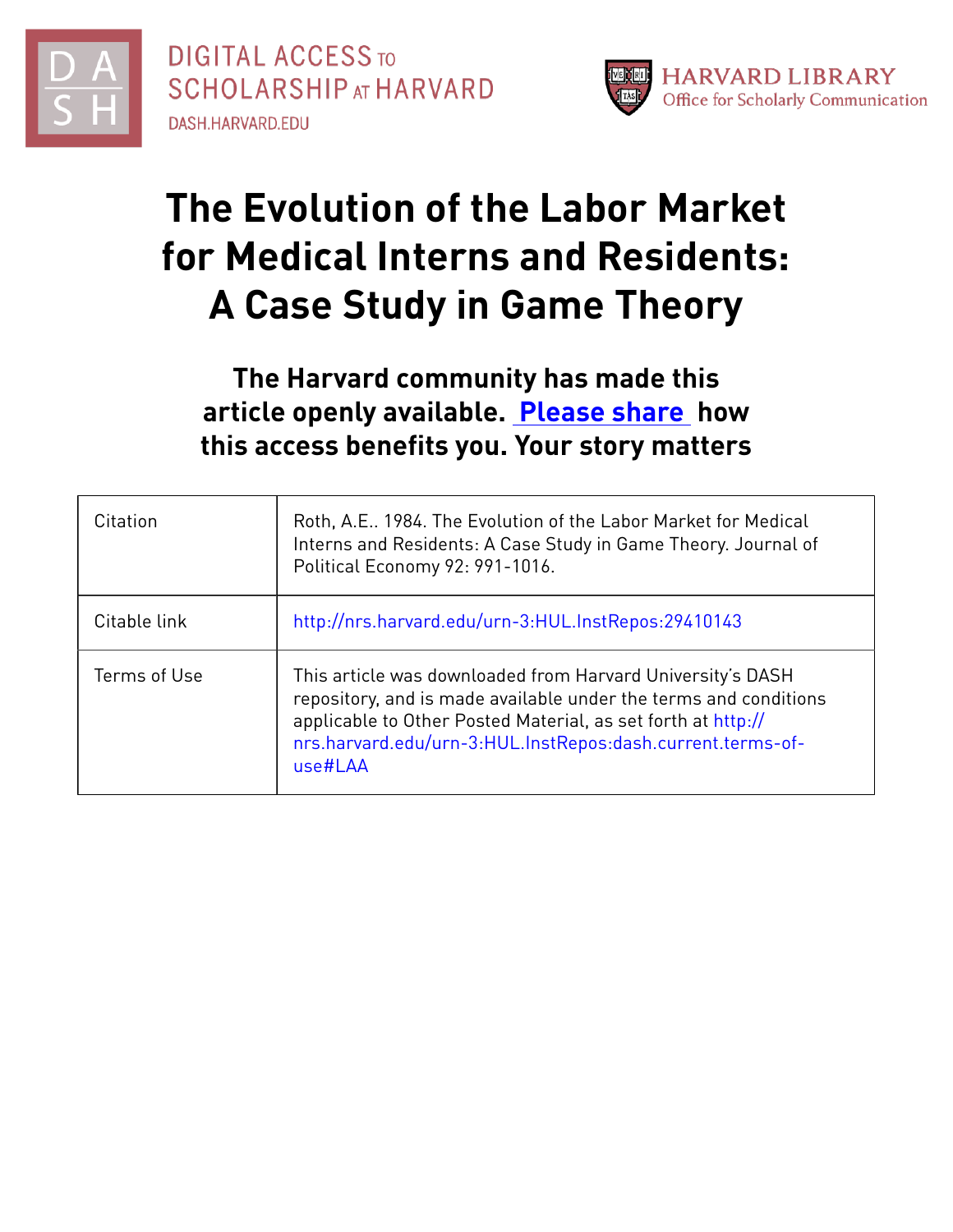DIGITAL ACCESS TO SCHOLARSHIP AT HARVARD

DASH.HARVARD.EDU

HARVARD LIBRARY

Office for Scholarly Communication

# The Evolution of the Labor Market for Medical Interns and Residents: A Case Study in Game Theory

**The Harvard community has made this article openly available. Please share how this access benefits you. Your story matters**

| | |
|---|---|
| Citation | Roth, A.E.. 1984. The Evolution of the Labor Market for Medical Interns and Residents: A Case Study in Game Theory. Journal of Political Economy 92: 991-1016. |
| Citable link | http://nrs.harvard.edu/urn-3:HUL.InstRepos:29410143 |
| Terms of Use | This article was downloaded from Harvard University's DASH repository, and is made available under the terms and conditions applicable to Other Posted Material, as set forth at http://nrs.harvard.edu/urn-3:HUL.InstRepos:dash.current.terms-of-use#LAA |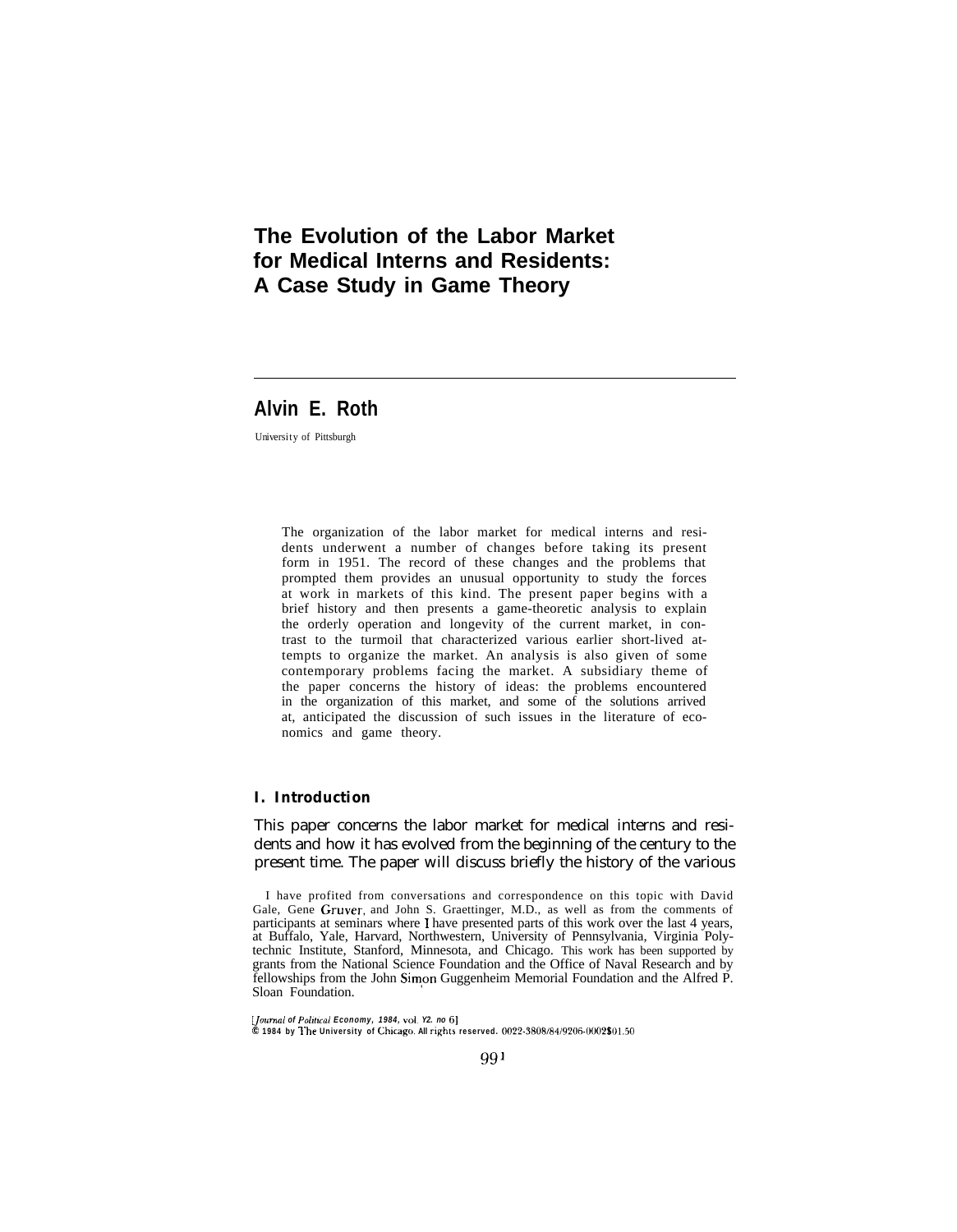# The Evolution of the Labor Market for Medical Interns and Residents: A Case Study in Game Theory

## Alvin E. Roth

University of Pittsburgh

The organization of the labor market for medical interns and residents underwent a number of changes before taking its present form in 1951. The record of these changes and the problems that prompted them provides an unusual opportunity to study the forces at work in markets of this kind. The present paper begins with a brief history and then presents a game-theoretic analysis to explain the orderly operation and longevity of the current market, in contrast to the turmoil that characterized various earlier short-lived attempts to organize the market. An analysis is also given of some contemporary problems facing the market. A subsidiary theme of the paper concerns the history of ideas: the problems encountered in the organization of this market, and some of the solutions arrived at, anticipated the discussion of such issues in the literature of economics and game theory.

### I. Introduction

This paper concerns the labor market for medical interns and residents and how it has evolved from the beginning of the century to the present time. The paper will discuss briefly the history of the various

I have profited from conversations and correspondence on this topic with David Gale, Gene Gruver, and John S. Graettinger, M.D., as well as from the comments of participants at seminars where I have presented parts of this work over the last 4 years, at Buffalo, Yale, Harvard, Northwestern, University of Pennsylvania, Virginia Polytechnic Institute, Stanford, Minnesota, and Chicago. This work has been supported by grants from the National Science Foundation and the Office of Naval Research and by fellowships from the John Simon Guggenheim Memorial Foundation and the Alfred P. Sloan Foundation.

[*Journal of Political Economy*, 1984, vol. 92, no 6]
© 1984 by The University of Chicago. All rights reserved. 0022-3808/84/9206-0002$01.50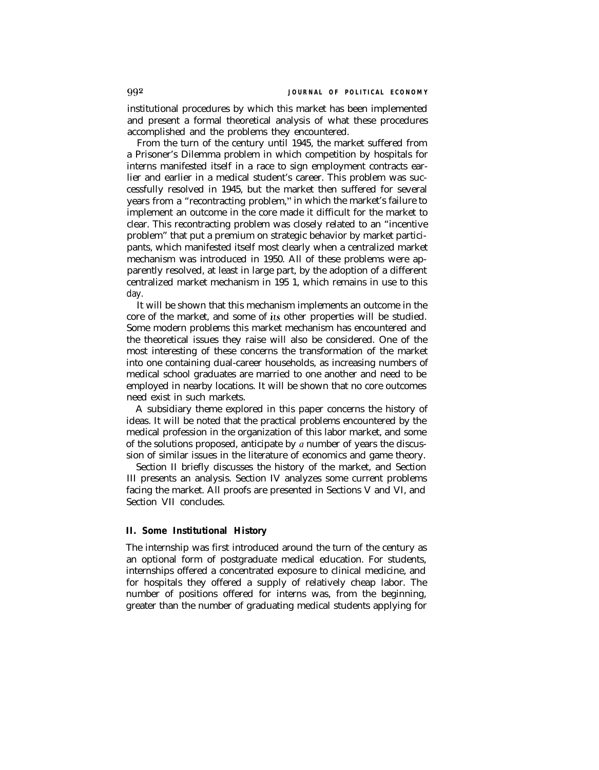institutional procedures by which this market has been implemented and present a formal theoretical analysis of what these procedures accomplished and the problems they encountered.

From the turn of the century until 1945, the market suffered from a Prisoner's Dilemma problem in which competition by hospitals for interns manifested itself in a race to sign employment contracts earlier and earlier in a medical student's career. This problem was successfully resolved in 1945, but the market then suffered for several years from a "recontracting problem," in which the market's failure to implement an outcome in the core made it difficult for the market to clear. This recontracting problem was closely related to an "incentive problem" that put a premium on strategic behavior by market participants, which manifested itself most clearly when a centralized market mechanism was introduced in 1950. All of these problems were apparently resolved, at least in large part, by the adoption of a different centralized market mechanism in 1951, which remains in use to this day.

It will be shown that this mechanism implements an outcome in the core of the market, and some of its other properties will be studied. Some modern problems this market mechanism has encountered and the theoretical issues they raise will also be considered. One of the most interesting of these concerns the transformation of the market into one containing dual-career households, as increasing numbers of medical school graduates are married to one another and need to be employed in nearby locations. It will be shown that no core outcomes need exist in such markets.

A subsidiary theme explored in this paper concerns the history of ideas. It will be noted that the practical problems encountered by the medical profession in the organization of this labor market, and some of the solutions proposed, anticipate by a number of years the discussion of similar issues in the literature of economics and game theory.

Section II briefly discusses the history of the market, and Section III presents an analysis. Section IV analyzes some current problems facing the market. All proofs are presented in Sections V and VI, and Section VII concludes.

## II. Some Institutional History

The internship was first introduced around the turn of the century as an optional form of postgraduate medical education. For students, internships offered a concentrated exposure to clinical medicine, and for hospitals they offered a supply of relatively cheap labor. The number of positions offered for interns was, from the beginning, greater than the number of graduating medical students applying for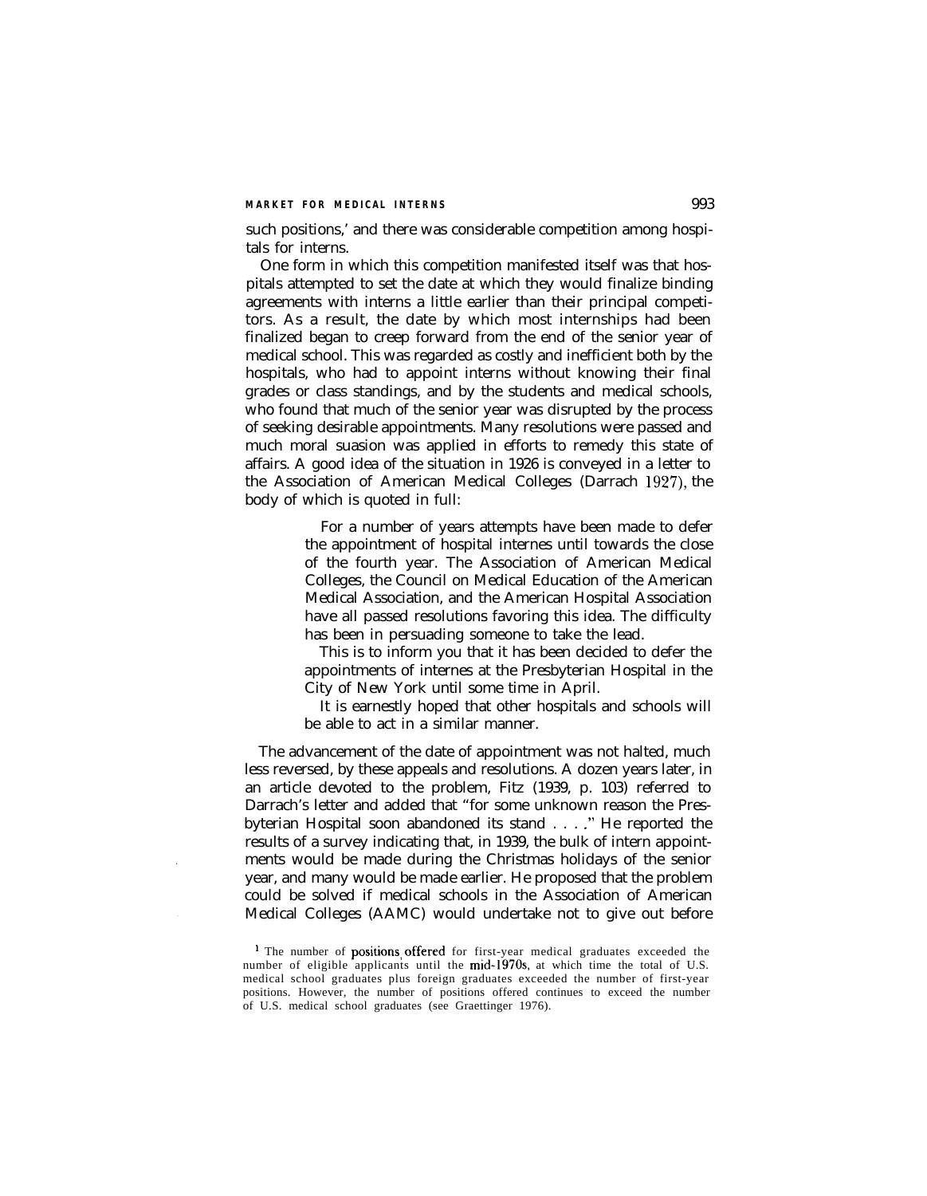such positions,[1] and there was considerable competition among hospitals for interns.

One form in which this competition manifested itself was that hospitals attempted to set the date at which they would finalize binding agreements with interns a little earlier than their principal competitors. As a result, the date by which most internships had been finalized began to creep forward from the end of the senior year of medical school. This was regarded as costly and inefficient both by the hospitals, who had to appoint interns without knowing their final grades or class standings, and by the students and medical schools, who found that much of the senior year was disrupted by the process of seeking desirable appointments. Many resolutions were passed and much moral suasion was applied in efforts to remedy this state of affairs. A good idea of the situation in 1926 is conveyed in a letter to the Association of American Medical Colleges (Darrach 1927), the body of which is quoted in full:

> For a number of years attempts have been made to defer the appointment of hospital internes until towards the close of the fourth year. The Association of American Medical Colleges, the Council on Medical Education of the American Medical Association, and the American Hospital Association have all passed resolutions favoring this idea. The difficulty has been in persuading someone to take the lead.
>
> This is to inform you that it has been decided to defer the appointments of internes at the Presbyterian Hospital in the City of New York until some time in April.
>
> It is earnestly hoped that other hospitals and schools will be able to act in a similar manner.

The advancement of the date of appointment was not halted, much less reversed, by these appeals and resolutions. A dozen years later, in an article devoted to the problem, Fitz (1939, p. 103) referred to Darrach's letter and added that "for some unknown reason the Presbyterian Hospital soon abandoned its stand . . . ." He reported the results of a survey indicating that, in 1939, the bulk of intern appointments would be made during the Christmas holidays of the senior year, and many would be made earlier. He proposed that the problem could be solved if medical schools in the Association of American Medical Colleges (AAMC) would undertake not to give out before

[1] The number of positions offered for first-year medical graduates exceeded the number of eligible applicants until the mid-1970s, at which time the total of U.S. medical school graduates plus foreign graduates exceeded the number of first-year positions. However, the number of positions offered continues to exceed the number of U.S. medical school graduates (see Graettinger 1976).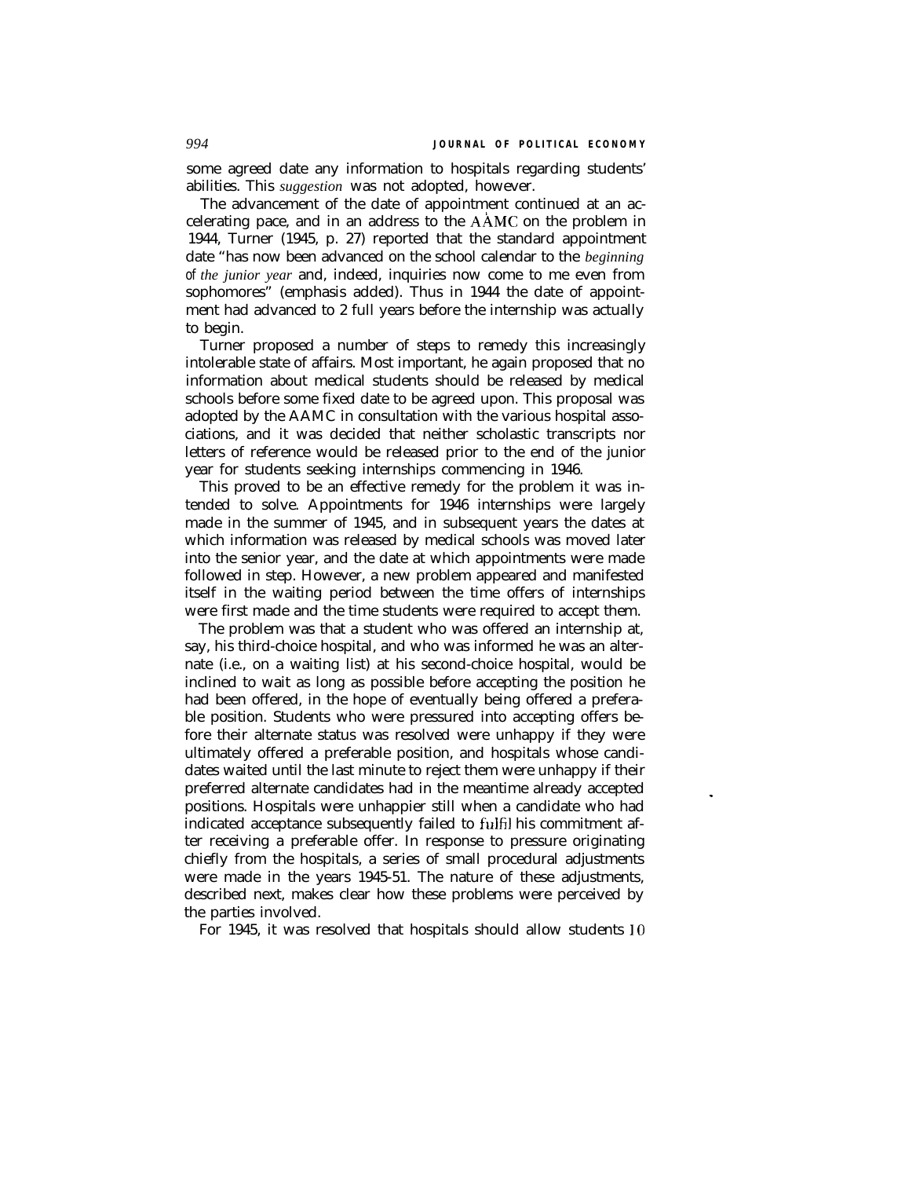some agreed date any information to hospitals regarding students' abilities. This *suggestion* was not adopted, however.

The advancement of the date of appointment continued at an accelerating pace, and in an address to the AAMC on the problem in 1944, Turner (1945, p. 27) reported that the standard appointment date "has now been advanced on the school calendar to the *beginning of the junior year* and, indeed, inquiries now come to me even from sophomores" (emphasis added). Thus in 1944 the date of appointment had advanced to 2 full years before the internship was actually to begin.

Turner proposed a number of steps to remedy this increasingly intolerable state of affairs. Most important, he again proposed that no information about medical students should be released by medical schools before some fixed date to be agreed upon. This proposal was adopted by the AAMC in consultation with the various hospital associations, and it was decided that neither scholastic transcripts nor letters of reference would be released prior to the end of the junior year for students seeking internships commencing in 1946.

This proved to be an effective remedy for the problem it was intended to solve. Appointments for 1946 internships were largely made in the summer of 1945, and in subsequent years the dates at which information was released by medical schools was moved later into the senior year, and the date at which appointments were made followed in step. However, a new problem appeared and manifested itself in the waiting period between the time offers of internships were first made and the time students were required to accept them.

The problem was that a student who was offered an internship at, say, his third-choice hospital, and who was informed he was an alternate (i.e., on a waiting list) at his second-choice hospital, would be inclined to wait as long as possible before accepting the position he had been offered, in the hope of eventually being offered a preferable position. Students who were pressured into accepting offers before their alternate status was resolved were unhappy if they were ultimately offered a preferable position, and hospitals whose candidates waited until the last minute to reject them were unhappy if their preferred alternate candidates had in the meantime already accepted positions. Hospitals were unhappier still when a candidate who had indicated acceptance subsequently failed to fulfil his commitment after receiving a preferable offer. In response to pressure originating chiefly from the hospitals, a series of small procedural adjustments were made in the years 1945-51. The nature of these adjustments, described next, makes clear how these problems were perceived by the parties involved.

For 1945, it was resolved that hospitals should allow students 10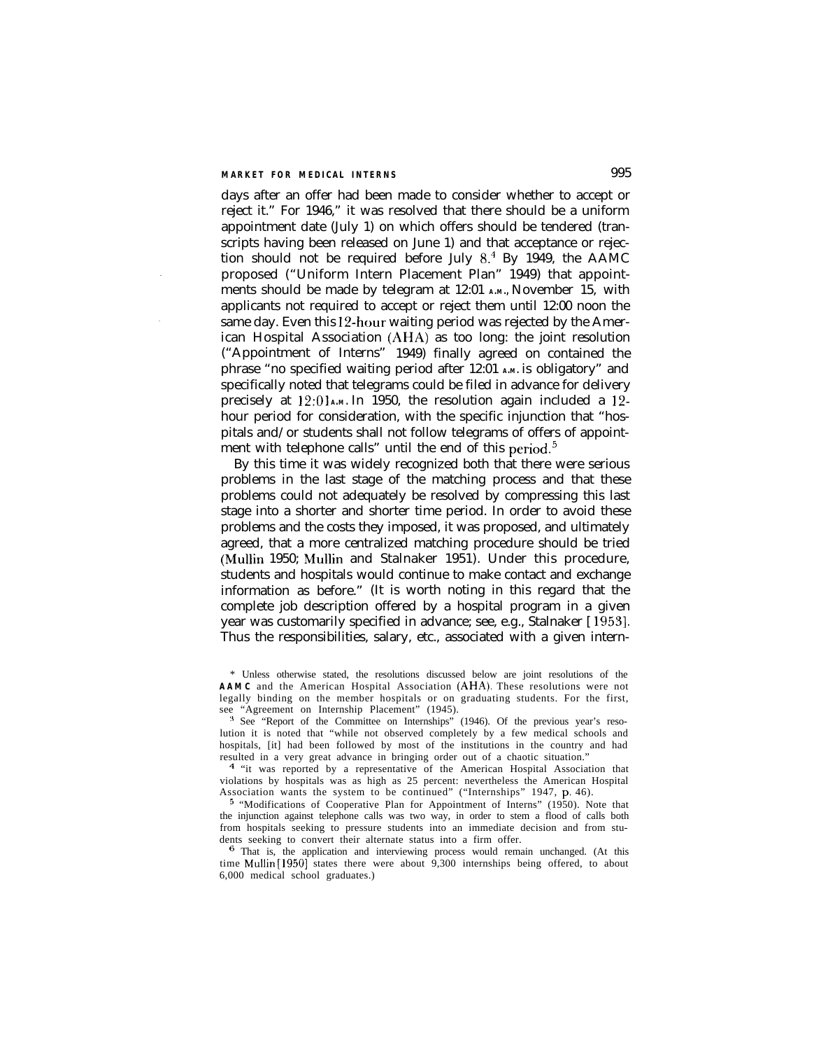days after an offer had been made to consider whether to accept or reject it." For 1946,[3] it was resolved that there should be a uniform appointment date (July 1) on which offers should be tendered (transcripts having been released on June 1) and that acceptance or rejection should not be required before July 8.[4] By 1949, the AAMC proposed ("Uniform Intern Placement Plan" 1949) that appointments should be made by telegram at 12:01 A.M., November 15, with applicants not required to accept or reject them until 12:00 noon the same day. Even this 12-hour waiting period was rejected by the American Hospital Association (AHA) as too long: the joint resolution ("Appointment of Interns" 1949) finally agreed on contained the phrase "no specified waiting period after 12:01 A.M. is obligatory" and specifically noted that telegrams could be filed in advance for delivery precisely at 12:01 A.M. In 1950, the resolution again included a 12-hour period for consideration, with the specific injunction that "hospitals and/or students shall not follow telegrams of offers of appointment with telephone calls" until the end of this period.[5]

By this time it was widely recognized both that there were serious problems in the last stage of the matching process and that these problems could not adequately be resolved by compressing this last stage into a shorter and shorter time period. In order to avoid these problems and the costs they imposed, it was proposed, and ultimately agreed, that a more centralized matching procedure should be tried (Mullin 1950; Mullin and Stalnaker 1951). Under this procedure, students and hospitals would continue to make contact and exchange information as before.[6] (It is worth noting in this regard that the complete job description offered by a hospital program in a given year was customarily specified in advance; see, e.g., Stalnaker [1953]. Thus the responsibilities, salary, etc., associated with a given intern-

---

[2] Unless otherwise stated, the resolutions discussed below are joint resolutions of the AAMC and the American Hospital Association (AHA). These resolutions were not legally binding on the member hospitals or on graduating students. For the first, see "Agreement on Internship Placement" (1945).

[3] See "Report of the Committee on Internships" (1946). Of the previous year's resolution it is noted that "while not observed completely by a few medical schools and hospitals, [it] had been followed by most of the institutions in the country and had resulted in a very great advance in bringing order out of a chaotic situation."

[4] "it was reported by a representative of the American Hospital Association that violations by hospitals was as high as 25 percent: nevertheless the American Hospital Association wants the system to be continued" ("Internships" 1947, p. 46).

[5] "Modifications of Cooperative Plan for Appointment of Interns" (1950). Note that the injunction against telephone calls was two way, in order to stem a flood of calls both from hospitals seeking to pressure students into an immediate decision and from students seeking to convert their alternate status into a firm offer.

[6] That is, the application and interviewing process would remain unchanged. (At this time Mullin [1950] states there were about 9,300 internships being offered, to about 6,000 medical school graduates.)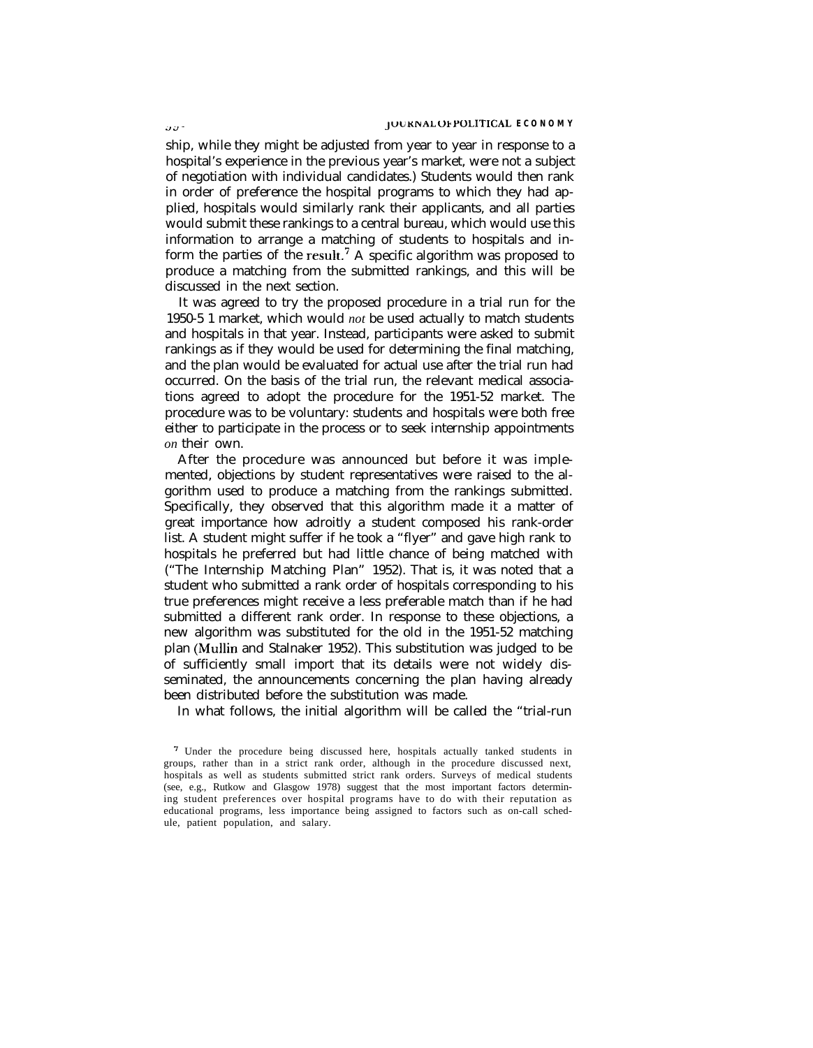ship, while they might be adjusted from year to year in response to a hospital's experience in the previous year's market, were not a subject of negotiation with individual candidates.) Students would then rank in order of preference the hospital programs to which they had applied, hospitals would similarly rank their applicants, and all parties would submit these rankings to a central bureau, which would use this information to arrange a matching of students to hospitals and inform the parties of the result.[7] A specific algorithm was proposed to produce a matching from the submitted rankings, and this will be discussed in the next section.

It was agreed to try the proposed procedure in a trial run for the 1950-51 market, which would *not* be used actually to match students and hospitals in that year. Instead, participants were asked to submit rankings as if they would be used for determining the final matching, and the plan would be evaluated for actual use after the trial run had occurred. On the basis of the trial run, the relevant medical associations agreed to adopt the procedure for the 1951-52 market. The procedure was to be voluntary: students and hospitals were both free either to participate in the process or to seek internship appointments *on* their own.

After the procedure was announced but before it was implemented, objections by student representatives were raised to the algorithm used to produce a matching from the rankings submitted. Specifically, they observed that this algorithm made it a matter of great importance how adroitly a student composed his rank-order list. A student might suffer if he took a "flyer" and gave high rank to hospitals he preferred but had little chance of being matched with ("The Internship Matching Plan" 1952). That is, it was noted that a student who submitted a rank order of hospitals corresponding to his true preferences might receive a less preferable match than if he had submitted a different rank order. In response to these objections, a new algorithm was substituted for the old in the 1951-52 matching plan (Mullin and Stalnaker 1952). This substitution was judged to be of sufficiently small import that its details were not widely disseminated, the announcements concerning the plan having already been distributed before the substitution was made.

In what follows, the initial algorithm will be called the "trial-run

[7] Under the procedure being discussed here, hospitals actually tanked students in groups, rather than in a strict rank order, although in the procedure discussed next, hospitals as well as students submitted strict rank orders. Surveys of medical students (see, e.g., Rutkow and Glasgow 1978) suggest that the most important factors determining student preferences over hospital programs have to do with their reputation as educational programs, less importance being assigned to factors such as on-call schedule, patient population, and salary.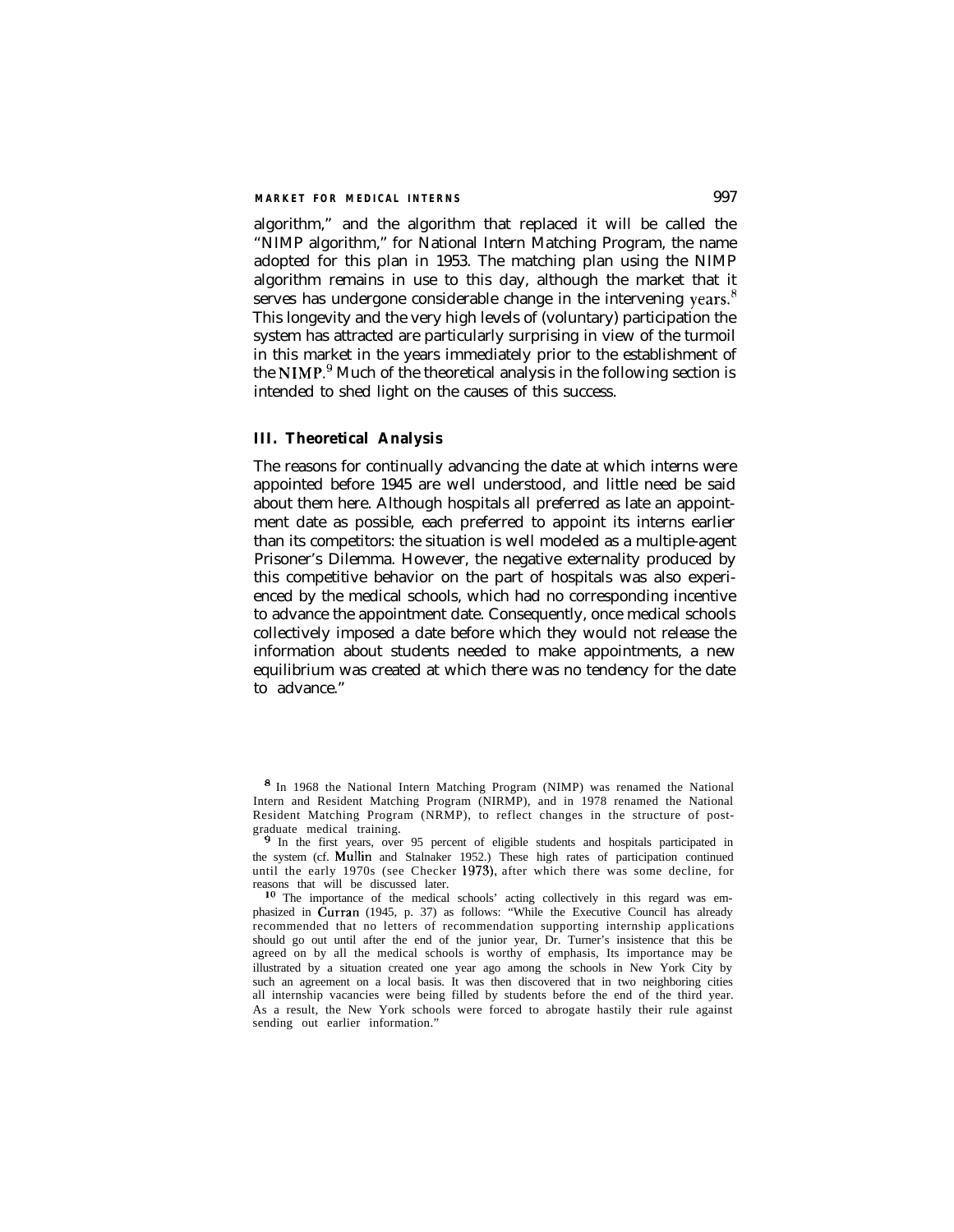algorithm," and the algorithm that replaced it will be called the "NIMP algorithm," for National Intern Matching Program, the name adopted for this plan in 1953. The matching plan using the NIMP algorithm remains in use to this day, although the market that it serves has undergone considerable change in the intervening years.[8] This longevity and the very high levels of (voluntary) participation the system has attracted are particularly surprising in view of the turmoil in this market in the years immediately prior to the establishment of the NIMP.[9] Much of the theoretical analysis in the following section is intended to shed light on the causes of this success.

### III. Theoretical Analysis

The reasons for continually advancing the date at which interns were appointed before 1945 are well understood, and little need be said about them here. Although hospitals all preferred as late an appointment date as possible, each preferred to appoint its interns earlier than its competitors: the situation is well modeled as a multiple-agent Prisoner's Dilemma. However, the negative externality produced by this competitive behavior on the part of hospitals was also experienced by the medical schools, which had no corresponding incentive to advance the appointment date. Consequently, once medical schools collectively imposed a date before which they would not release the information about students needed to make appointments, a new equilibrium was created at which there was no tendency for the date to advance.[10]

[8] In 1968 the National Intern Matching Program (NIMP) was renamed the National Intern and Resident Matching Program (NIRMP), and in 1978 renamed the National Resident Matching Program (NRMP), to reflect changes in the structure of post-graduate medical training.

[9] In the first years, over 95 percent of eligible students and hospitals participated in the system (cf. Mullin and Stalnaker 1952.) These high rates of participation continued until the early 1970s (see Checker 1973), after which there was some decline, for reasons that will be discussed later.

[10] The importance of the medical schools' acting collectively in this regard was emphasized in Curran (1945, p. 37) as follows: "While the Executive Council has already recommended that no letters of recommendation supporting internship applications should go out until after the end of the junior year, Dr. Turner's insistence that this be agreed on by all the medical schools is worthy of emphasis, Its importance may be illustrated by a situation created one year ago among the schools in New York City by such an agreement on a local basis. It was then discovered that in two neighboring cities all internship vacancies were being filled by students before the end of the third year. As a result, the New York schools were forced to abrogate hastily their rule against sending out earlier information."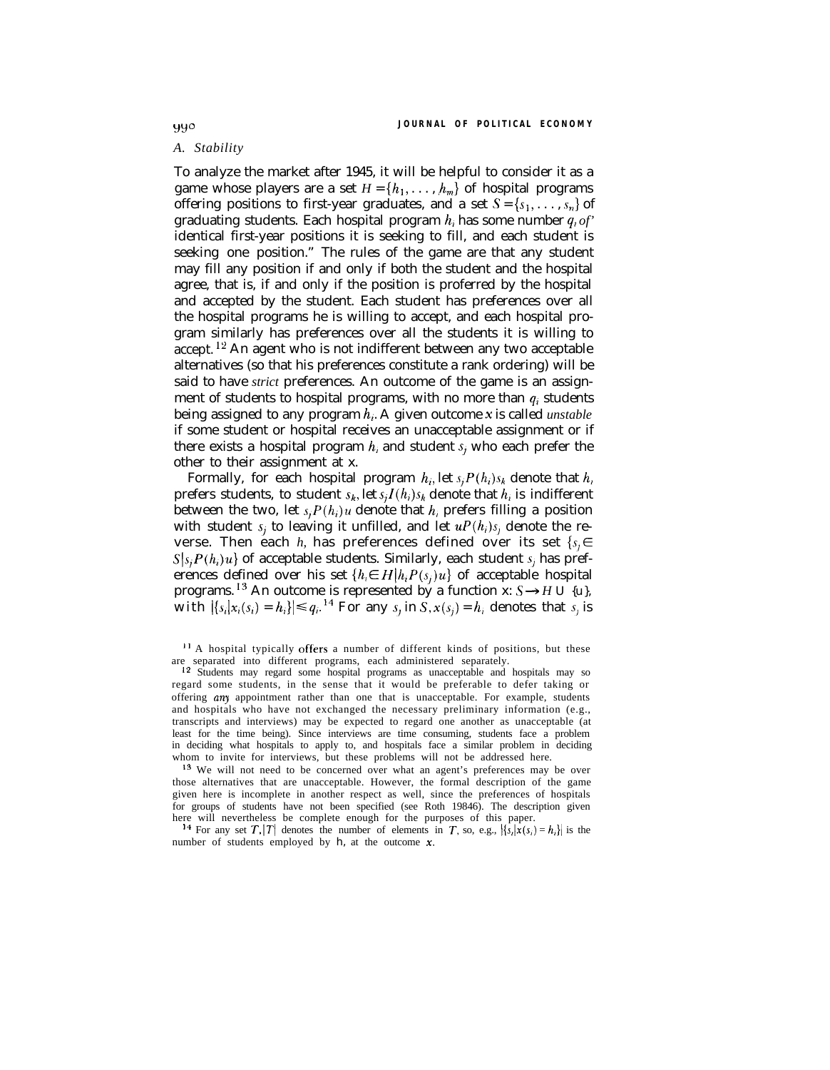### A. Stability

To analyze the market after 1945, it will be helpful to consider it as a game whose players are a set $H = \{h_1, \ldots, h_m\}$ of hospital programs offering positions to first-year graduates, and a set $S = \{s_1, \ldots, s_n\}$ of graduating students. Each hospital program $h_i$ has some number $q_i$ of identical first-year positions it is seeking to fill, and each student is seeking one position.[11] The rules of the game are that any student may fill any position if and only if both the student and the hospital agree, that is, if and only if the position is proferred by the hospital and accepted by the student. Each student has preferences over all the hospital programs he is willing to accept, and each hospital program similarly has preferences over all the students it is willing to accept.[12] An agent who is not indifferent between any two acceptable alternatives (so that his preferences constitute a rank ordering) will be said to have *strict* preferences. An outcome of the game is an assignment of students to hospital programs, with no more than $q_i$ students being assigned to any program $h_i$. A given outcome $x$ is called *unstable* if some student or hospital receives an unacceptable assignment or if there exists a hospital program $h_i$ and student $s_j$ who each prefer the other to their assignment at x.

Formally, for each hospital program $h_i$, let $s_j P(h_i) s_k$ denote that $h_i$ prefers students $s_j$ to student $s_k$, let $s_j I(h_i) s_k$ denote that $h_i$ is indifferent between the two, let $s_j P(h_i) u$ denote that $h_i$ prefers filling a position with student $s_j$ to leaving it unfilled, and let $u P(h_i) s_j$ denote the reverse. Then each $h_i$ has preferences defined over its set $\{s_j \in S | s_j P(h_i) u\}$ of acceptable students. Similarly, each student $s_j$ has preferences defined over his set $\{h_i \in H | h_i P(s_j) u\}$ of acceptable hospital programs.[13] An outcome is represented by a function x: $S \rightarrow H \cup \{u\}$, with $|\{s_i | x_i(s_i) = h_i\}| \leq q_i$.[14] For any $s_j$ in $S$, $x(s_j) = h_i$ denotes that $s_j$ is

---

[11] A hospital typically offers a number of different kinds of positions, but these are separated into different programs, each administered separately.

[12] Students may regard some hospital programs as unacceptable and hospitals may so regard some students, in the sense that it would be preferable to defer taking or offering *any* appointment rather than one that is unacceptable. For example, students and hospitals who have not exchanged the necessary preliminary information (e.g., transcripts and interviews) may be expected to regard one another as unacceptable (at least for the time being). Since interviews are time consuming, students face a problem in deciding what hospitals to apply to, and hospitals face a similar problem in deciding whom to invite for interviews, but these problems will not be addressed here.

[13] We will not need to be concerned over what an agent's preferences may be over those alternatives that are unacceptable. However, the formal description of the game given here is incomplete in another respect as well, since the preferences of hospitals for groups of students have not been specified (see Roth 1984*b*). The description given here will nevertheless be complete enough for the purposes of this paper.

[14] For any set $T$, $|T|$ denotes the number of elements in $T$, so, e.g., $|\{s_i | x(s_i) = h_i\}|$ is the number of students employed by $h_i$ at the outcome $x$.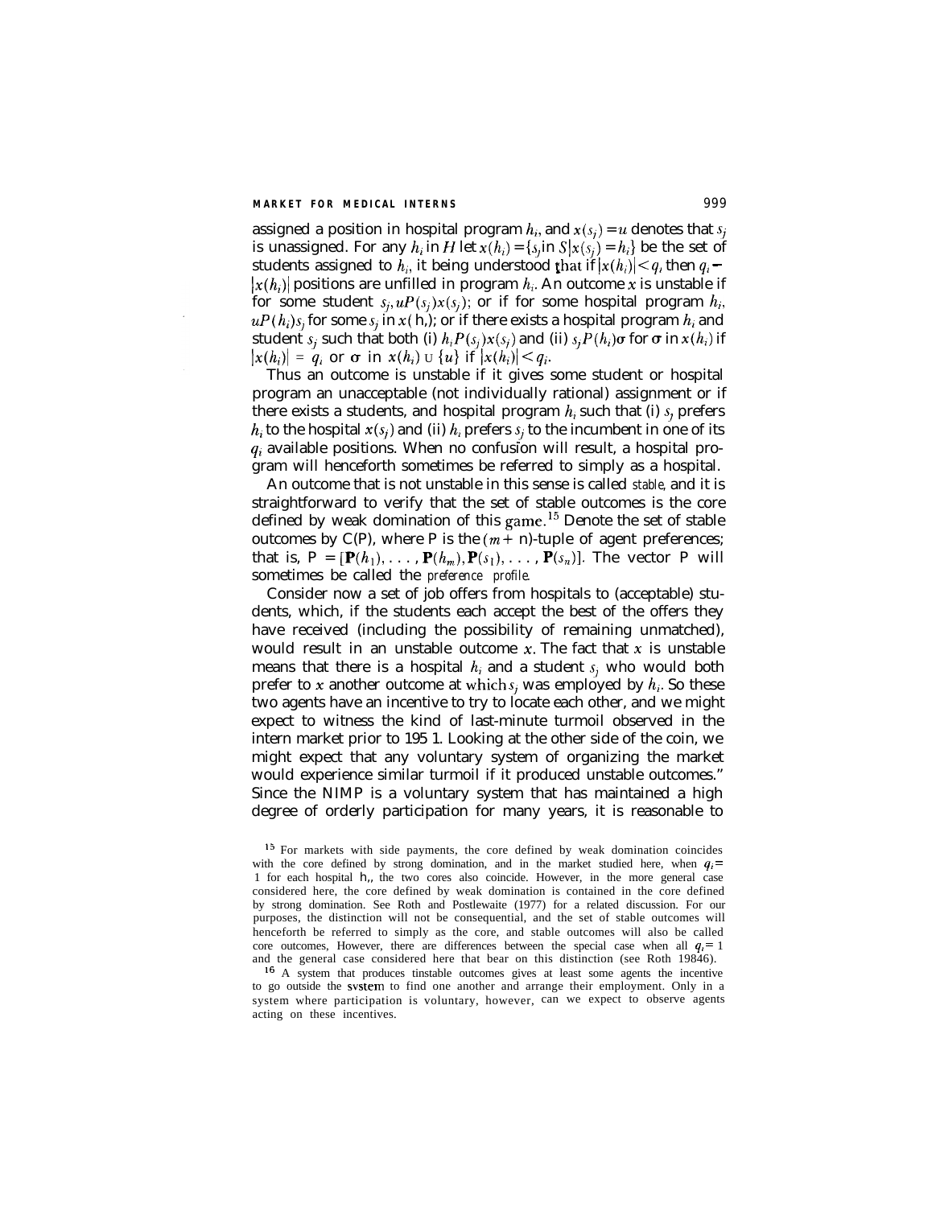assigned a position in hospital program $h_i$, and $x(s_j) = u$ denotes that $s_j$ is unassigned. For any $h_i$ in $H$ let $x(h_i) = \{s_j \text{ in } S | x(s_j) = h_i\}$ be the set of students assigned to $h_i$, it being understood that if $|x(h_i)| < q_i$ then $q_i - |x(h_i)|$ positions are unfilled in program $h_i$. An outcome $x$ is unstable if for some student $s_j$, $uP(s_j)x(s_j)$; or if for some hospital program $h_i$, $uP(h_i)s_j$ for some $s_j$ in $x(h_i)$; or if there exists a hospital program $h_i$ and student $s_j$ such that both (i) $h_i P(s_j) x(s_j)$ and (ii) $s_j P(h_i) \sigma$ for $\sigma$ in $x(h_i)$ if $|x(h_i)| = q_i$ or $\sigma$ in $x(h_i) \cup \{u\}$ if $|x(h_i)| < q_i$.

Thus an outcome is unstable if it gives some student or hospital program an unacceptable (not individually rational) assignment or if there exists a students, and hospital program $h_i$ such that (i) $s_j$ prefers $h_i$ to the hospital $x(s_j)$ and (ii) $h_i$ prefers $s_j$ to the incumbent in one of its $q_i$ available positions. When no confusion will result, a hospital program will henceforth sometimes be referred to simply as a hospital.

An outcome that is not unstable in this sense is called *stable*, and it is straightforward to verify that the set of stable outcomes is the core defined by weak domination of this game.[15] Denote the set of stable outcomes by C(P), where P is the $(m + n)$-tuple of agent preferences; that is, $P = [\mathbf{P}(h_1), \ldots, \mathbf{P}(h_m), \mathbf{P}(s_1), \ldots, \mathbf{P}(s_n)]$. The vector P will sometimes be called the *preference profile*.

Consider now a set of job offers from hospitals to (acceptable) students, which, if the students each accept the best of the offers they have received (including the possibility of remaining unmatched), would result in an unstable outcome $x$. The fact that $x$ is unstable means that there is a hospital $h_i$ and a student $s_j$ who would both prefer to $x$ another outcome at which $s_j$ was employed by $h_i$. So these two agents have an incentive to try to locate each other, and we might expect to witness the kind of last-minute turmoil observed in the intern market prior to 1951. Looking at the other side of the coin, we might expect that any voluntary system of organizing the market would experience similar turmoil if it produced unstable outcomes.[16] Since the NIMP is a voluntary system that has maintained a high degree of orderly participation for many years, it is reasonable to

[15] For markets with side payments, the core defined by weak domination coincides with the core defined by strong domination, and in the market studied here, when $q_i = 1$ for each hospital $h_i$, the two cores also coincide. However, in the more general case considered here, the core defined by weak domination is contained in the core defined by strong domination. See Roth and Postlewaite (1977) for a related discussion. For our purposes, the distinction will not be consequential, and the set of stable outcomes will henceforth be referred to simply as the core, and stable outcomes will also be called core outcomes, However, there are differences between the special case when all $q_i = 1$ and the general case considered here that bear on this distinction (see Roth 1984b).

[16] A system that produces unstable outcomes gives at least some agents the incentive to go outside the system to find one another and arrange their employment. Only in a system where participation is voluntary, however, can we expect to observe agents acting on these incentives.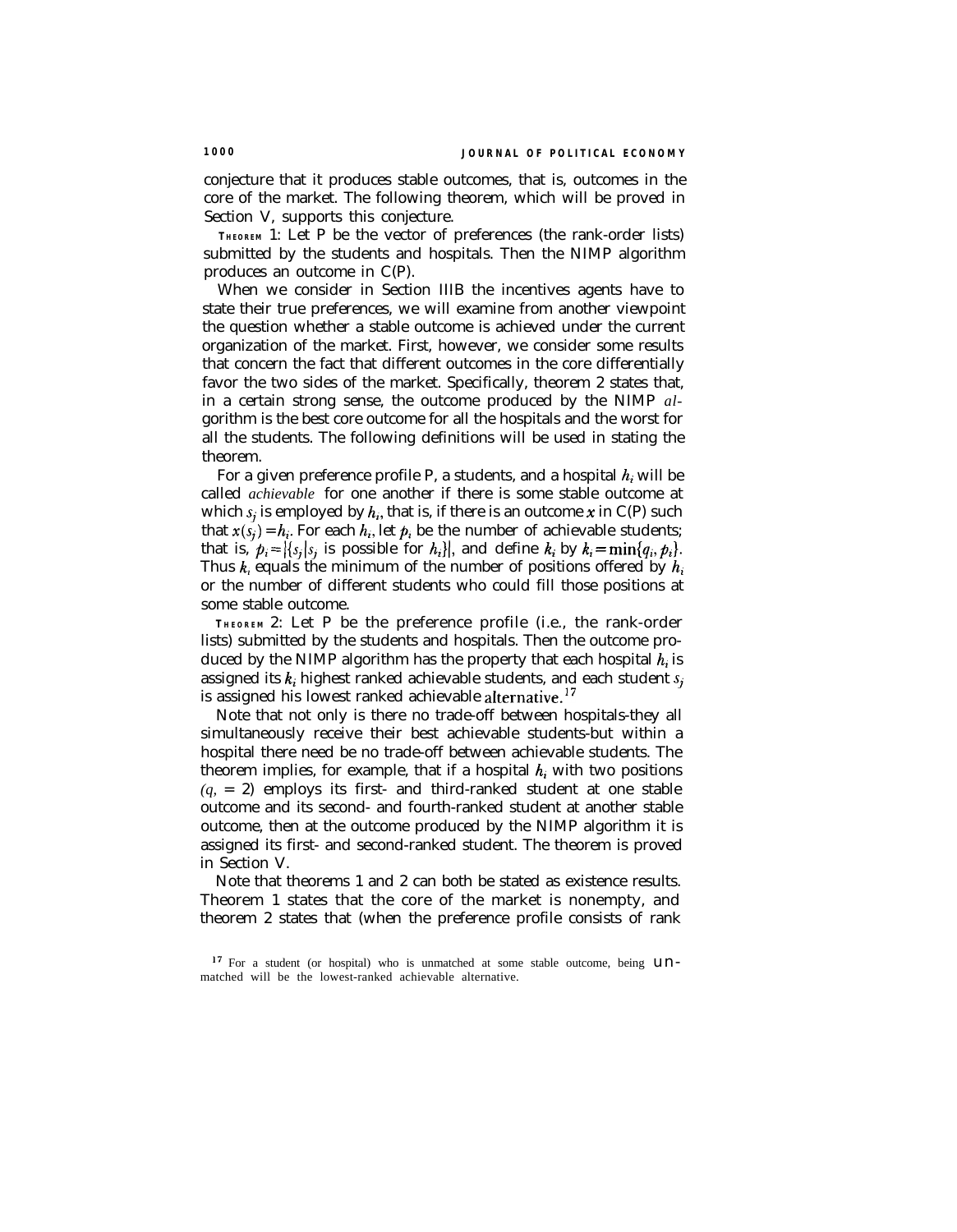conjecture that it produces stable outcomes, that is, outcomes in the core of the market. The following theorem, which will be proved in Section V, supports this conjecture.

THEOREM 1: Let P be the vector of preferences (the rank-order lists) submitted by the students and hospitals. Then the NIMP algorithm produces an outcome in C(P).

When we consider in Section IIIB the incentives agents have to state their true preferences, we will examine from another viewpoint the question whether a stable outcome is achieved under the current organization of the market. First, however, we consider some results that concern the fact that different outcomes in the core differentially favor the two sides of the market. Specifically, theorem 2 states that, in a certain strong sense, the outcome produced by the NIMP algorithm is the best core outcome for all the hospitals and the worst for all the students. The following definitions will be used in stating the theorem.

For a given preference profile P, a students, and a hospital $h_i$ will be called *achievable* for one another if there is some stable outcome at which $s_j$ is employed by $h_i$, that is, if there is an outcome $x$ in C(P) such that $x(s_j) = h_i$. For each $h_i$, let $p_i$ be the number of achievable students; that is, $p_i = |\{s_j | s_j \text{ is possible for } h_i\}|$, and define $k_i$ by $k_i = \min\{q_i, p_i\}$. Thus $k_i$ equals the minimum of the number of positions offered by $h_i$ or the number of different students who could fill those positions at some stable outcome.

THEOREM 2: Let P be the preference profile (i.e., the rank-order lists) submitted by the students and hospitals. Then the outcome produced by the NIMP algorithm has the property that each hospital $h_i$ is assigned its $k_i$ highest ranked achievable students, and each student $s_j$ is assigned his lowest ranked achievable alternative.[17]

Note that not only is there no trade-off between hospitals-they all simultaneously receive their best achievable students-but within a hospital there need be no trade-off between achievable students. The theorem implies, for example, that if a hospital $h_i$ with two positions ($q_i = 2$) employs its first- and third-ranked student at one stable outcome and its second- and fourth-ranked student at another stable outcome, then at the outcome produced by the NIMP algorithm it is assigned its first- and second-ranked student. The theorem is proved in Section V.

Note that theorems 1 and 2 can both be stated as existence results. Theorem 1 states that the core of the market is nonempty, and theorem 2 states that (when the preference profile consists of rank

[17] For a student (or hospital) who is unmatched at some stable outcome, being unmatched will be the lowest-ranked achievable alternative.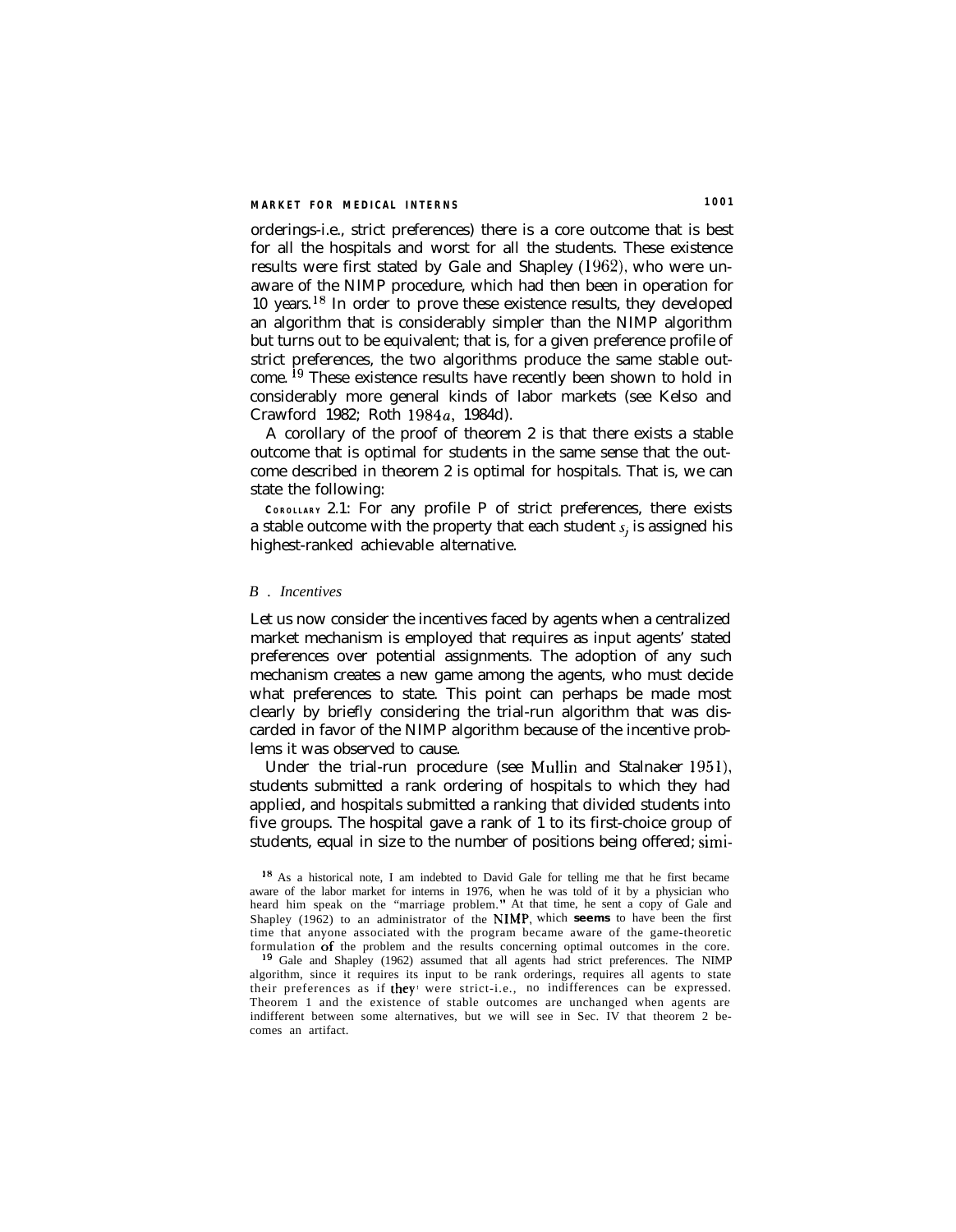orderings-i.e., strict preferences) there is a core outcome that is best for all the hospitals and worst for all the students. These existence results were first stated by Gale and Shapley (1962), who were unaware of the NIMP procedure, which had then been in operation for 10 years.[18] In order to prove these existence results, they developed an algorithm that is considerably simpler than the NIMP algorithm but turns out to be equivalent; that is, for a given preference profile of strict preferences, the two algorithms produce the same stable outcome.[19] These existence results have recently been shown to hold in considerably more general kinds of labor markets (see Kelso and Crawford 1982; Roth 1984*a*, 1984d).

A corollary of the proof of theorem 2 is that there exists a stable outcome that is optimal for students in the same sense that the outcome described in theorem 2 is optimal for hospitals. That is, we can state the following:

COROLLARY 2.1: For any profile P of strict preferences, there exists a stable outcome with the property that each student $s_j$ is assigned his highest-ranked achievable alternative.

### B. *Incentives*

Let us now consider the incentives faced by agents when a centralized market mechanism is employed that requires as input agents' stated preferences over potential assignments. The adoption of any such mechanism creates a new game among the agents, who must decide what preferences to state. This point can perhaps be made most clearly by briefly considering the trial-run algorithm that was discarded in favor of the NIMP algorithm because of the incentive problems it was observed to cause.

Under the trial-run procedure (see Mullin and Stalnaker 1951), students submitted a rank ordering of hospitals to which they had applied, and hospitals submitted a ranking that divided students into five groups. The hospital gave a rank of 1 to its first-choice group of students, equal in size to the number of positions being offered; simi-

[18] As a historical note, I am indebted to David Gale for telling me that he first became aware of the labor market for interns in 1976, when he was told of it by a physician who heard him speak on the "marriage problem." At that time, he sent a copy of Gale and Shapley (1962) to an administrator of the NIMP, which **seems** to have been the first time that anyone associated with the program became aware of the game-theoretic formulation of the problem and the results concerning optimal outcomes in the core.

[19] Gale and Shapley (1962) assumed that all agents had strict preferences. The NIMP algorithm, since it requires its input to be rank orderings, requires all agents to state their preferences as if they were strict-i.e., no indifferences can be expressed. Theorem 1 and the existence of stable outcomes are unchanged when agents are indifferent between some alternatives, but we will see in Sec. IV that theorem 2 becomes an artifact.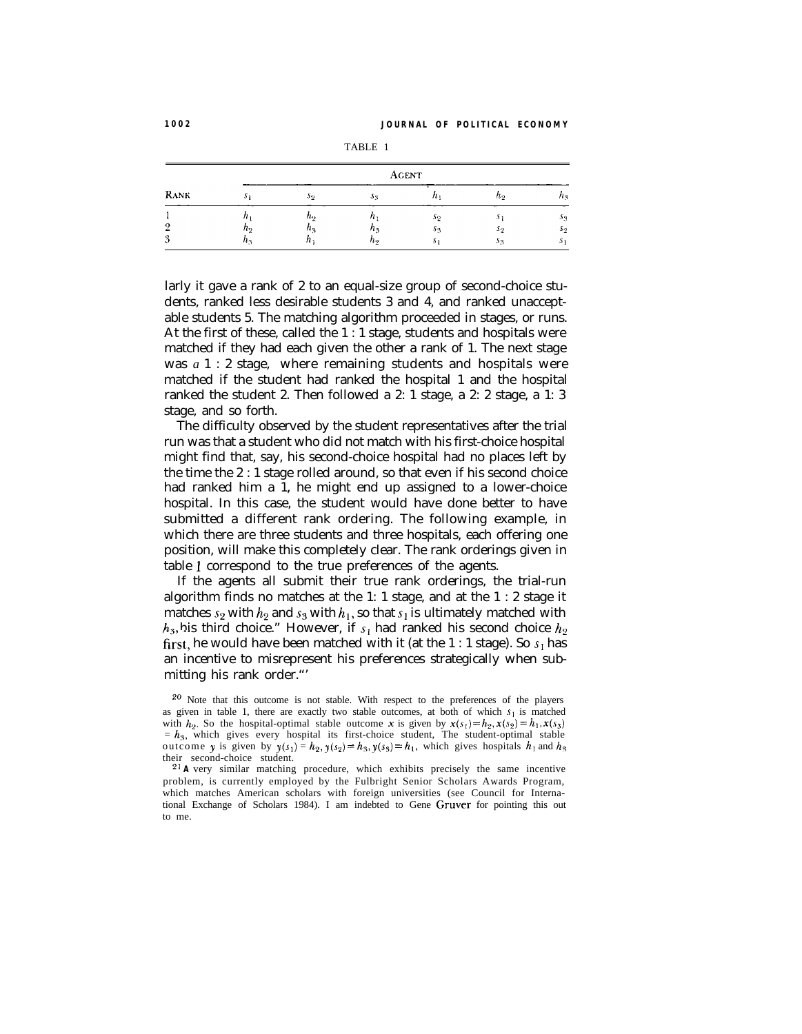TABLE 1

| Rank | Agent | | | | | |
|---|---|---|---|---|---|---|
| | $s_1$ | $s_2$ | $s_3$ | $h_1$ | $h_2$ | $h_3$ |
| 1 | $h_1$ | $h_2$ | $h_1$ | $s_2$ | $s_1$ | $s_3$ |
| 2 | $h_2$ | $h_3$ | $h_3$ | $s_3$ | $s_2$ | $s_2$ |
| 3 | $h_3$ | $h_1$ | $h_2$ | $s_1$ | $s_3$ | $s_1$ |

larly it gave a rank of 2 to an equal-size group of second-choice students, ranked less desirable students 3 and 4, and ranked unacceptable students 5. The matching algorithm proceeded in stages, or runs. At the first of these, called the 1 : 1 stage, students and hospitals were matched if they had each given the other a rank of 1. The next stage was *a* 1 : 2 stage, where remaining students and hospitals were matched if the student had ranked the hospital 1 and the hospital ranked the student 2. Then followed a 2: 1 stage, a 2: 2 stage, a 1: 3 stage, and so forth.

The difficulty observed by the student representatives after the trial run was that a student who did not match with his first-choice hospital might find that, say, his second-choice hospital had no places left by the time the 2 : 1 stage rolled around, so that even if his second choice had ranked him a 1, he might end up assigned to a lower-choice hospital. In this case, the student would have done better to have submitted a different rank ordering. The following example, in which there are three students and three hospitals, each offering one position, will make this completely clear. The rank orderings given in table 1 correspond to the true preferences of the agents.

If the agents all submit their true rank orderings, the trial-run algorithm finds no matches at the 1: 1 stage, and at the 1 : 2 stage it matches $s_2$ with $h_2$ and $s_3$ with $h_1$, so that $s_1$ is ultimately matched with $h_3$, his third choice.[20] However, if $s_1$ had ranked his second choice $h_2$ first, he would have been matched with it (at the 1 : 1 stage). So $s_1$ has an incentive to misrepresent his preferences strategically when submitting his rank order.[21]

[20] Note that this outcome is not stable. With respect to the preferences of the players as given in table 1, there are exactly two stable outcomes, at both of which $s_1$ is matched with $h_2$. So the hospital-optimal stable outcome $x$ is given by $x(s_1) = h_2, x(s_2) = h_1, x(s_3) = h_3$, which gives every hospital its first-choice student, The student-optimal stable outcome $y$ is given by $y(s_1) = h_2, y(s_2) = h_3, y(s_3) = h_1$, which gives hospitals $h_1$ and $h_3$ their second-choice student.

[21] A very similar matching procedure, which exhibits precisely the same incentive problem, is currently employed by the Fulbright Senior Scholars Awards Program, which matches American scholars with foreign universities (see Council for International Exchange of Scholars 1984). I am indebted to Gene Gruver for pointing this out to me.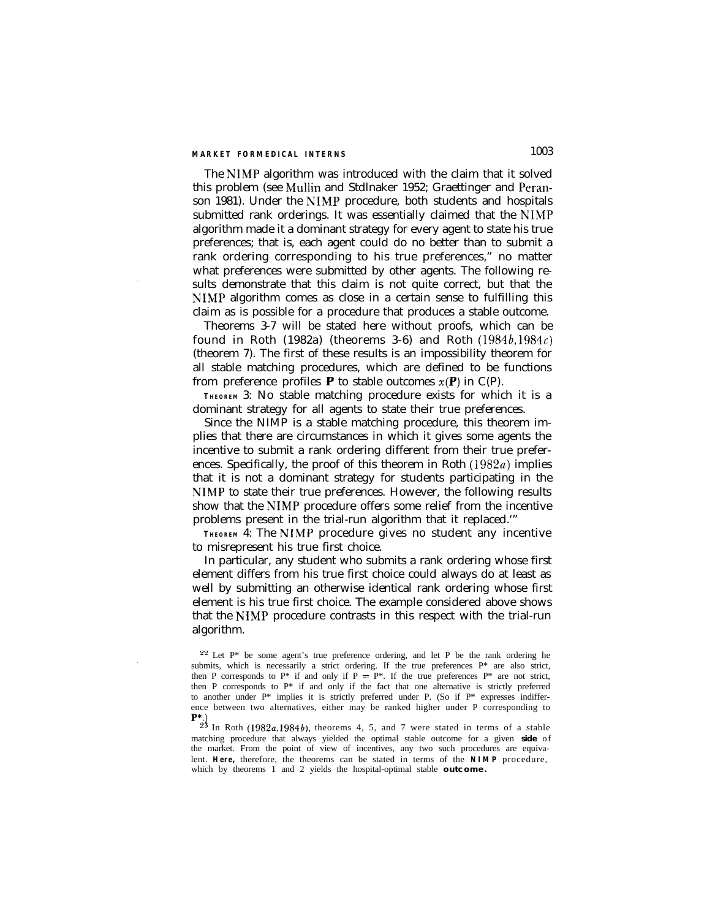The NIMP algorithm was introduced with the claim that it solved this problem (see Mullin and Stdlnaker 1952; Graettinger and Peranson 1981). Under the NIMP procedure, both students and hospitals submitted rank orderings. It was essentially claimed that the NIMP algorithm made it a dominant strategy for every agent to state his true preferences; that is, each agent could do no better than to submit a rank ordering corresponding to his true preferences,[22] no matter what preferences were submitted by other agents. The following results demonstrate that this claim is not quite correct, but that the NIMP algorithm comes as close in a certain sense to fulfilling this claim as is possible for a procedure that produces a stable outcome.

Theorems 3-7 will be stated here without proofs, which can be found in Roth (1982a) (theorems 3-6) and Roth (1984*b*, 1984*c*) (theorem 7). The first of these results is an impossibility theorem for all stable matching procedures, which are defined to be functions from preference profiles **P** to stable outcomes $x(\mathbf{P})$ in C(P).

THEOREM 3: No stable matching procedure exists for which it is a dominant strategy for all agents to state their true preferences.

Since the NIMP is a stable matching procedure, this theorem implies that there are circumstances in which it gives some agents the incentive to submit a rank ordering different from their true preferences. Specifically, the proof of this theorem in Roth (1982*a*) implies that it is not a dominant strategy for students participating in the NIMP to state their true preferences. However, the following results show that the NIMP procedure offers some relief from the incentive problems present in the trial-run algorithm that it replaced.[23]

THEOREM 4: The NIMP procedure gives no student any incentive to misrepresent his true first choice.

In particular, any student who submits a rank ordering whose first element differs from his true first choice could always do at least as well by submitting an otherwise identical rank ordering whose first element is his true first choice. The example considered above shows that the NIMP procedure contrasts in this respect with the trial-run algorithm.

[22] Let P* be some agent's true preference ordering, and let P be the rank ordering he submits, which is necessarily a strict ordering. If the true preferences P* are also strict, then P corresponds to P* if and only if P = P*. If the true preferences P* are not strict, then P corresponds to P* if and only if the fact that one alternative is strictly preferred to another under P* implies it is strictly preferred under P. (So if P* expresses indifference between two alternatives, either may be ranked higher under P corresponding to **P***.)

[23] In Roth (1982*a*, 1984*b*), theorems 4, 5, and 7 were stated in terms of a stable matching procedure that always yielded the optimal stable outcome for a given **side** of the market. From the point of view of incentives, any two such procedures are equivalent. **Here,** therefore, the theorems can be stated in terms of the **NIMP** procedure, which by theorems 1 and 2 yields the hospital-optimal stable **outcome.**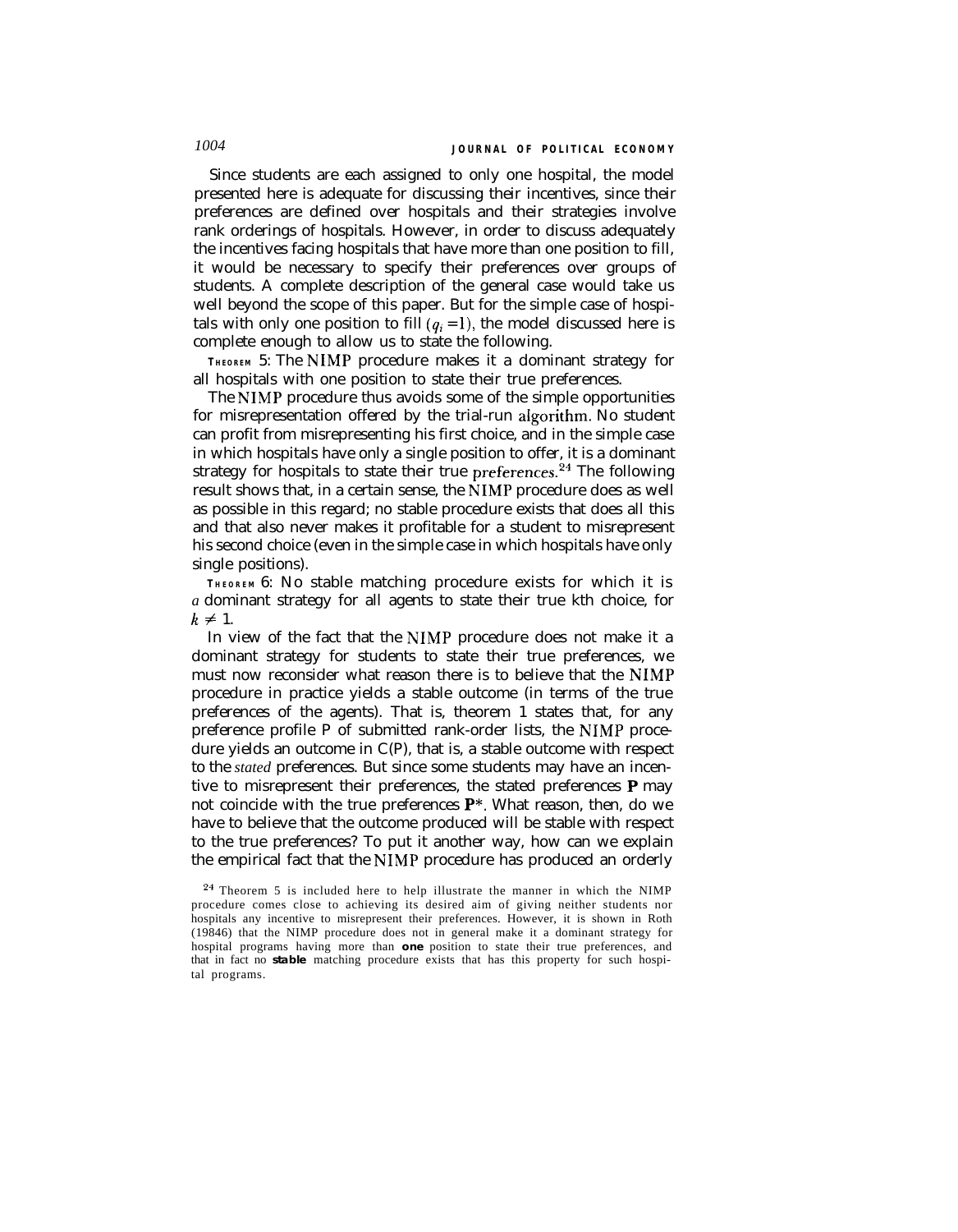Since students are each assigned to only one hospital, the model presented here is adequate for discussing their incentives, since their preferences are defined over hospitals and their strategies involve rank orderings of hospitals. However, in order to discuss adequately the incentives facing hospitals that have more than one position to fill, it would be necessary to specify their preferences over groups of students. A complete description of the general case would take us well beyond the scope of this paper. But for the simple case of hospitals with only one position to fill ($q_i = 1$), the model discussed here is complete enough to allow us to state the following.

THEOREM 5: The NIMP procedure makes it a dominant strategy for all hospitals with one position to state their true preferences.

The NIMP procedure thus avoids some of the simple opportunities for misrepresentation offered by the trial-run algorithm. No student can profit from misrepresenting his first choice, and in the simple case in which hospitals have only a single position to offer, it is a dominant strategy for hospitals to state their true preferences.[24] The following result shows that, in a certain sense, the NIMP procedure does as well as possible in this regard; no stable procedure exists that does all this and that also never makes it profitable for a student to misrepresent his second choice (even in the simple case in which hospitals have only single positions).

THEOREM 6: No stable matching procedure exists for which it is *a* dominant strategy for all agents to state their true kth choice, for $k \neq 1$.

In view of the fact that the NIMP procedure does not make it a dominant strategy for students to state their true preferences, we must now reconsider what reason there is to believe that the NIMP procedure in practice yields a stable outcome (in terms of the true preferences of the agents). That is, theorem 1 states that, for any preference profile P of submitted rank-order lists, the NIMP procedure yields an outcome in C(P), that is, a stable outcome with respect to the *stated* preferences. But since some students may have an incentive to misrepresent their preferences, the stated preferences $\mathbf{P}$ may not coincide with the true preferences $\mathbf{P}^*$. What reason, then, do we have to believe that the outcome produced will be stable with respect to the true preferences? To put it another way, how can we explain the empirical fact that the NIMP procedure has produced an orderly

[24] Theorem 5 is included here to help illustrate the manner in which the NIMP procedure comes close to achieving its desired aim of giving neither students nor hospitals any incentive to misrepresent their preferences. However, it is shown in Roth (1984b) that the NIMP procedure does not in general make it a dominant strategy for hospital programs having more than **one** position to state their true preferences, and that in fact no **stable** matching procedure exists that has this property for such hospital programs.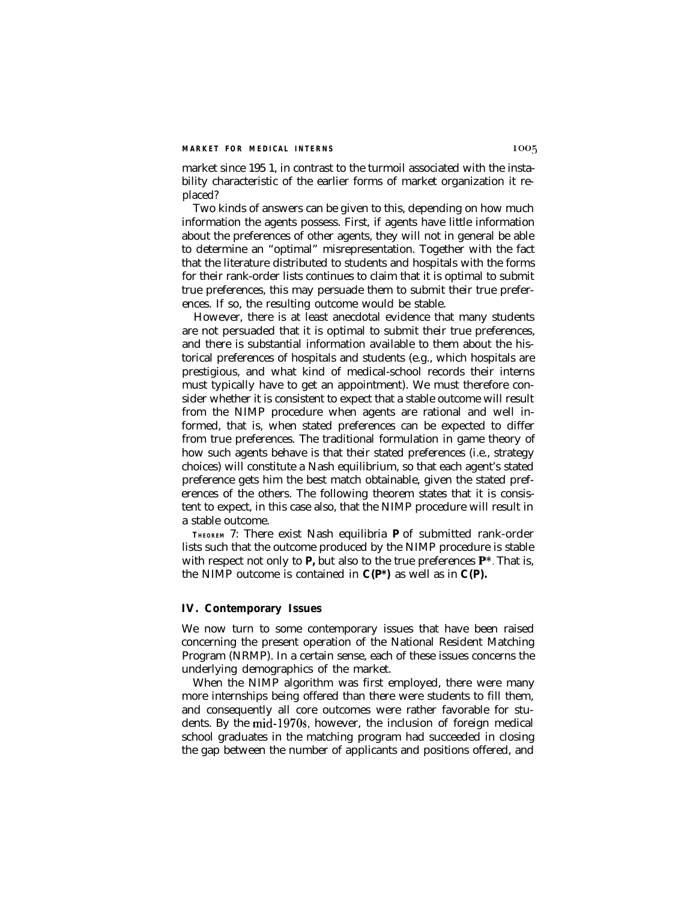market since 195 1, in contrast to the turmoil associated with the instability characteristic of the earlier forms of market organization it replaced?

Two kinds of answers can be given to this, depending on how much information the agents possess. First, if agents have little information about the preferences of other agents, they will not in general be able to determine an "optimal" misrepresentation. Together with the fact that the literature distributed to students and hospitals with the forms for their rank-order lists continues to claim that it is optimal to submit true preferences, this may persuade them to submit their true preferences. If so, the resulting outcome would be stable.

However, there is at least anecdotal evidence that many students are not persuaded that it is optimal to submit their true preferences, and there is substantial information available to them about the historical preferences of hospitals and students (e.g., which hospitals are prestigious, and what kind of medical-school records their interns must typically have to get an appointment). We must therefore consider whether it is consistent to expect that a stable outcome will result from the NIMP procedure when agents are rational and well informed, that is, when stated preferences can be expected to differ from true preferences. The traditional formulation in game theory of how such agents behave is that their stated preferences (i.e., strategy choices) will constitute a Nash equilibrium, so that each agent's stated preference gets him the best match obtainable, given the stated preferences of the others. The following theorem states that it is consistent to expect, in this case also, that the NIMP procedure will result in a stable outcome.

THEOREM 7: There exist Nash equilibria **P** of submitted rank-order lists such that the outcome produced by the NIMP procedure is stable with respect not only to **P**, but also to the true preferences $\mathbf{P}^*$. That is, the NIMP outcome is contained in $C(\mathbf{P}^*)$ as well as in $C(\mathbf{P})$.

## IV. Contemporary Issues

We now turn to some contemporary issues that have been raised concerning the present operation of the National Resident Matching Program (NRMP). In a certain sense, each of these issues concerns the underlying demographics of the market.

When the NIMP algorithm was first employed, there were many more internships being offered than there were students to fill them, and consequently all core outcomes were rather favorable for students. By the mid-1970s, however, the inclusion of foreign medical school graduates in the matching program had succeeded in closing the gap between the number of applicants and positions offered, and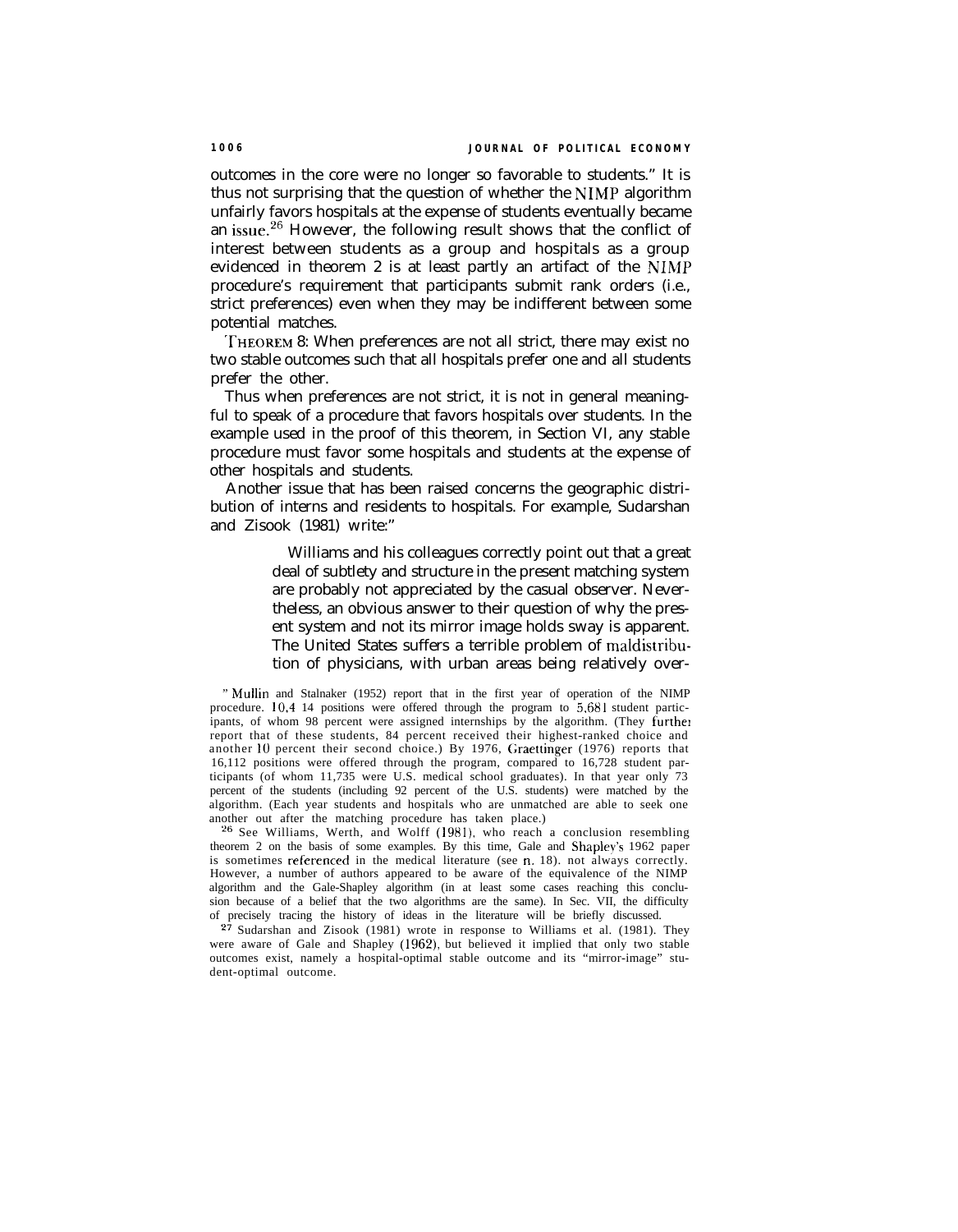outcomes in the core were no longer so favorable to students." It is thus not surprising that the question of whether the NIMP algorithm unfairly favors hospitals at the expense of students eventually became an issue.[26] However, the following result shows that the conflict of interest between students as a group and hospitals as a group evidenced in theorem 2 is at least partly an artifact of the NIMP procedure's requirement that participants submit rank orders (i.e., strict preferences) even when they may be indifferent between some potential matches.

THEOREM 8: When preferences are not all strict, there may exist no two stable outcomes such that all hospitals prefer one and all students prefer the other.

Thus when preferences are not strict, it is not in general meaningful to speak of a procedure that favors hospitals over students. In the example used in the proof of this theorem, in Section VI, any stable procedure must favor some hospitals and students at the expense of other hospitals and students.

Another issue that has been raised concerns the geographic distribution of interns and residents to hospitals. For example, Sudarshan and Zisook (1981) write:[27]

> Williams and his colleagues correctly point out that a great deal of subtlety and structure in the present matching system are probably not appreciated by the casual observer. Nevertheless, an obvious answer to their question of why the present system and not its mirror image holds sway is apparent. The United States suffers a terrible problem of maldistribution of physicians, with urban areas being relatively over-

[25] Mullin and Stalnaker (1952) report that in the first year of operation of the NIMP procedure. 10,4 14 positions were offered through the program to 5,681 student participants, of whom 98 percent were assigned internships by the algorithm. (They further report that of these students, 84 percent received their highest-ranked choice and another 10 percent their second choice.) By 1976, Graettinger (1976) reports that 16,112 positions were offered through the program, compared to 16,728 student participants (of whom 11,735 were U.S. medical school graduates). In that year only 73 percent of the students (including 92 percent of the U.S. students) were matched by the algorithm. (Each year students and hospitals who are unmatched are able to seek one another out after the matching procedure has taken place.)

[26] See Williams, Werth, and Wolff (1981), who reach a conclusion resembling theorem 2 on the basis of some examples. By this time, Gale and Shapley's 1962 paper is sometimes referenced in the medical literature (see n. 18). not always correctly. However, a number of authors appeared to be aware of the equivalence of the NIMP algorithm and the Gale-Shapley algorithm (in at least some cases reaching this conclusion because of a belief that the two algorithms are the same). In Sec. VII, the difficulty of precisely tracing the history of ideas in the literature will be briefly discussed.

[27] Sudarshan and Zisook (1981) wrote in response to Williams et al. (1981). They were aware of Gale and Shapley (1962), but believed it implied that only two stable outcomes exist, namely a hospital-optimal stable outcome and its "mirror-image" student-optimal outcome.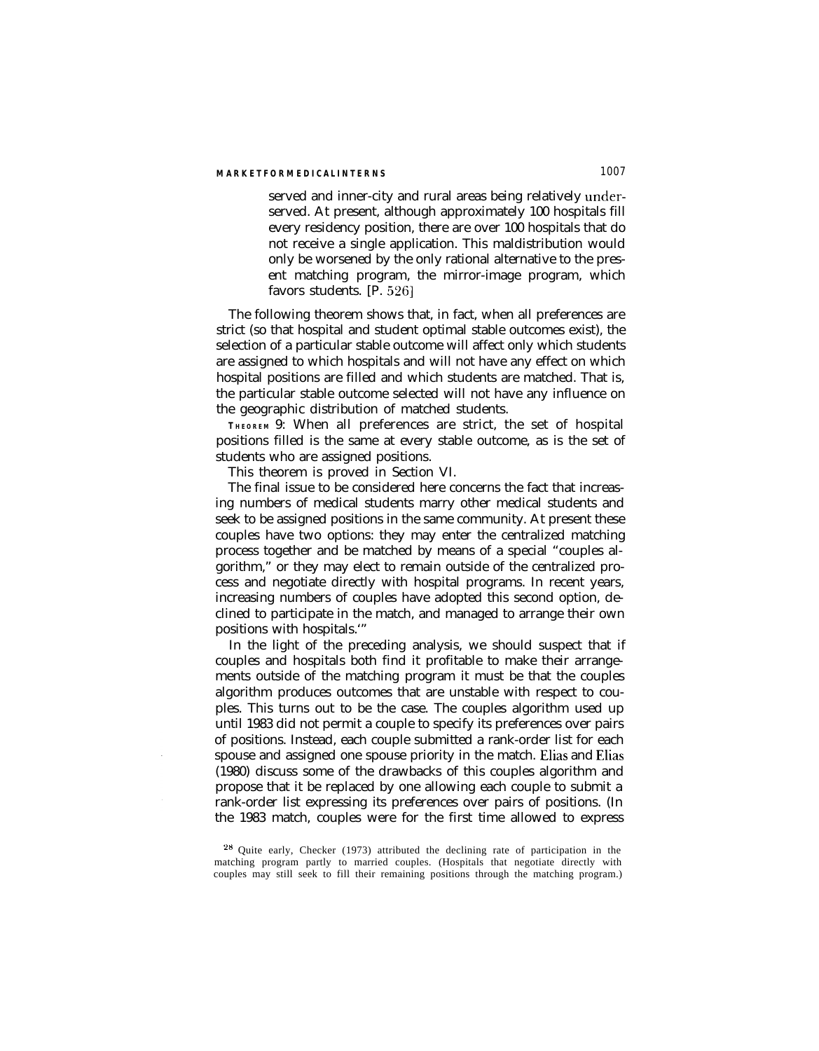> served and inner-city and rural areas being relatively underserved. At present, although approximately 100 hospitals fill every residency position, there are over 100 hospitals that do not receive a single application. This maldistribution would only be worsened by the only rational alternative to the present matching program, the mirror-image program, which favors students. [P. 526]

The following theorem shows that, in fact, when all preferences are strict (so that hospital and student optimal stable outcomes exist), the selection of a particular stable outcome will affect only which students are assigned to which hospitals and will not have any effect on which hospital positions are filled and which students are matched. That is, the particular stable outcome selected will not have any influence on the geographic distribution of matched students.

**THEOREM 9**: When all preferences are strict, the set of hospital positions filled is the same at every stable outcome, as is the set of students who are assigned positions.

This theorem is proved in Section VI.

The final issue to be considered here concerns the fact that increasing numbers of medical students marry other medical students and seek to be assigned positions in the same community. At present these couples have two options: they may enter the centralized matching process together and be matched by means of a special "couples algorithm," or they may elect to remain outside of the centralized process and negotiate directly with hospital programs. In recent years, increasing numbers of couples have adopted this second option, declined to participate in the match, and managed to arrange their own positions with hospitals.[28]

In the light of the preceding analysis, we should suspect that if couples and hospitals both find it profitable to make their arrangements outside of the matching program it must be that the couples algorithm produces outcomes that are unstable with respect to couples. This turns out to be the case. The couples algorithm used up until 1983 did not permit a couple to specify its preferences over pairs of positions. Instead, each couple submitted a rank-order list for each spouse and assigned one spouse priority in the match. Elias and Elias (1980) discuss some of the drawbacks of this couples algorithm and propose that it be replaced by one allowing each couple to submit a rank-order list expressing its preferences over pairs of positions. (In the 1983 match, couples were for the first time allowed to express

[28] Quite early, Checker (1973) attributed the declining rate of participation in the matching program partly to married couples. (Hospitals that negotiate directly with couples may still seek to fill their remaining positions through the matching program.)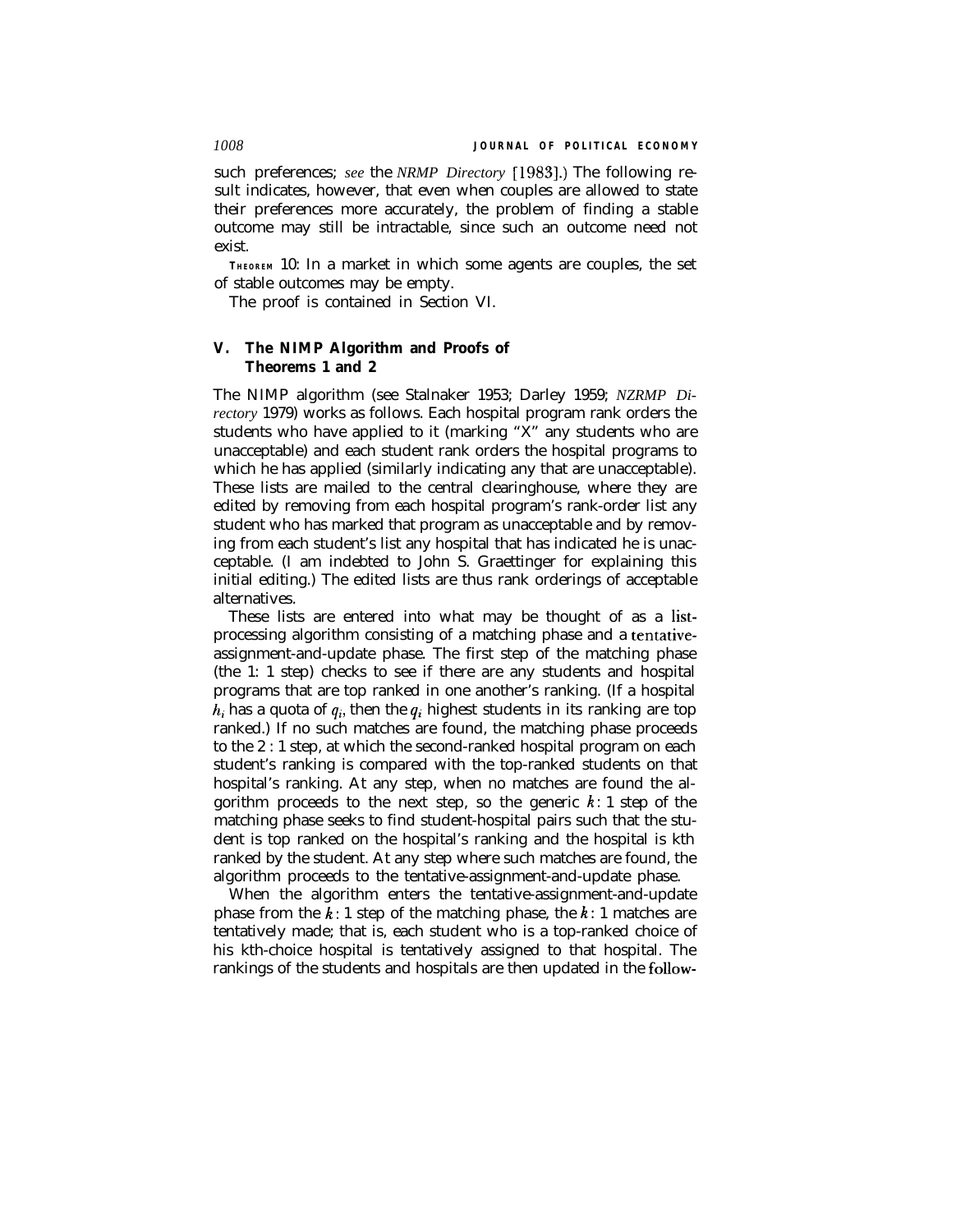such preferences; *see* the *NRMP Directory* [1983].) The following result indicates, however, that even when couples are allowed to state their preferences more accurately, the problem of finding a stable outcome may still be intractable, since such an outcome need not exist.

THEOREM 10: In a market in which some agents are couples, the set of stable outcomes may be empty.

The proof is contained in Section VI.

## V. The NIMP Algorithm and Proofs of Theorems 1 and 2

The NIMP algorithm (see Stalnaker 1953; Darley 1959; *NZRMP Directory* 1979) works as follows. Each hospital program rank orders the students who have applied to it (marking "X" any students who are unacceptable) and each student rank orders the hospital programs to which he has applied (similarly indicating any that are unacceptable). These lists are mailed to the central clearinghouse, where they are edited by removing from each hospital program's rank-order list any student who has marked that program as unacceptable and by removing from each student's list any hospital that has indicated he is unacceptable. (I am indebted to John S. Graettinger for explaining this initial editing.) The edited lists are thus rank orderings of acceptable alternatives.

These lists are entered into what may be thought of as a list-processing algorithm consisting of a matching phase and a tentative-assignment-and-update phase. The first step of the matching phase (the 1: 1 step) checks to see if there are any students and hospital programs that are top ranked in one another's ranking. (If a hospital $h_i$ has a quota of $q_i$, then the $q_i$ highest students in its ranking are top ranked.) If no such matches are found, the matching phase proceeds to the 2 : 1 step, at which the second-ranked hospital program on each student's ranking is compared with the top-ranked students on that hospital's ranking. At any step, when no matches are found the algorithm proceeds to the next step, so the generic $k$: 1 step of the matching phase seeks to find student-hospital pairs such that the student is top ranked on the hospital's ranking and the hospital is kth ranked by the student. At any step where such matches are found, the algorithm proceeds to the tentative-assignment-and-update phase.

When the algorithm enters the tentative-assignment-and-update phase from the $k$: 1 step of the matching phase, the $k$: 1 matches are tentatively made; that is, each student who is a top-ranked choice of his kth-choice hospital is tentatively assigned to that hospital. The rankings of the students and hospitals are then updated in the follow-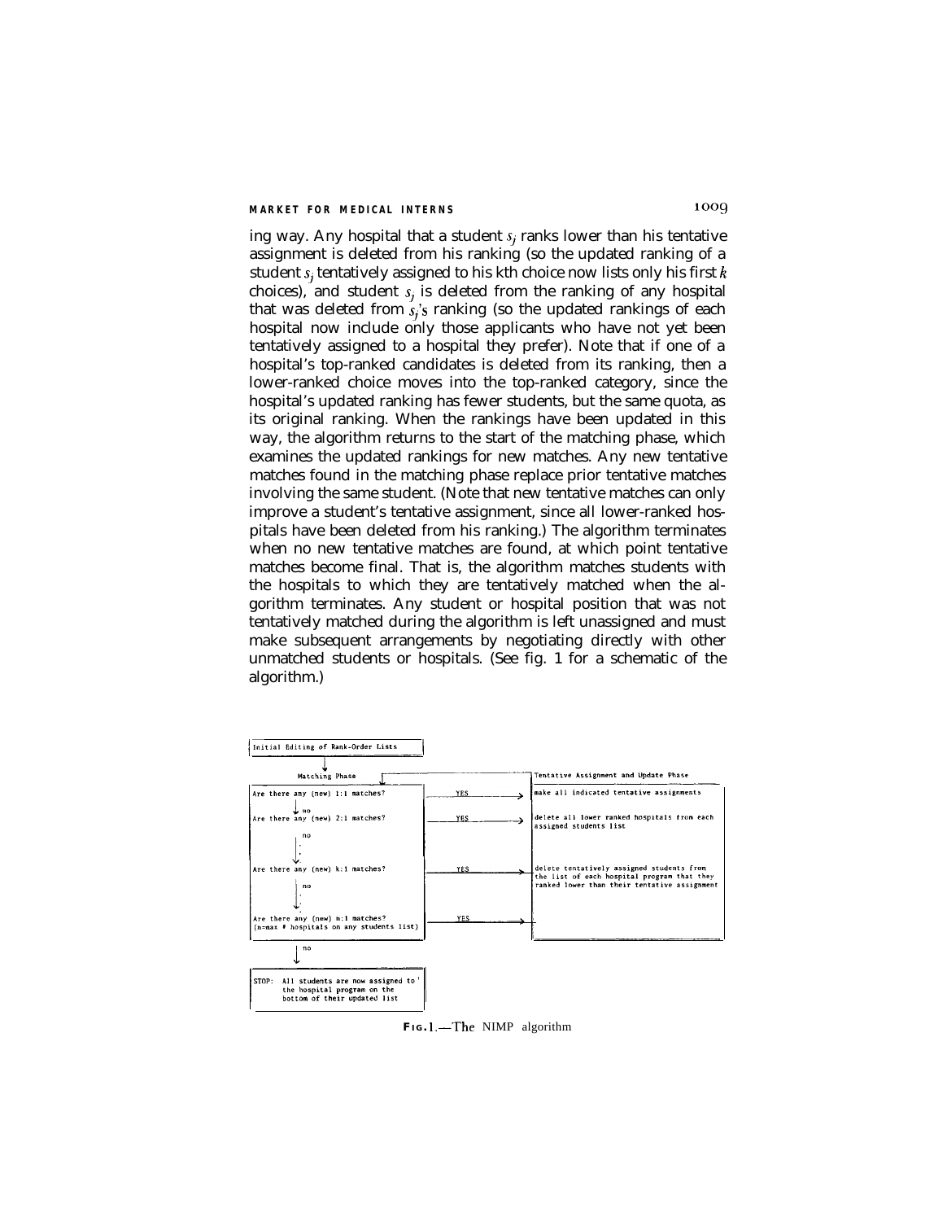ing way. Any hospital that a student $s_j$ ranks lower than his tentative assignment is deleted from his ranking (so the updated ranking of a student $s_j$ tentatively assigned to his kth choice now lists only his first $k$ choices), and student $s_j$ is deleted from the ranking of any hospital that was deleted from $s_j$'s ranking (so the updated rankings of each hospital now include only those applicants who have not yet been tentatively assigned to a hospital they prefer). Note that if one of a hospital's top-ranked candidates is deleted from its ranking, then a lower-ranked choice moves into the top-ranked category, since the hospital's updated ranking has fewer students, but the same quota, as its original ranking. When the rankings have been updated in this way, the algorithm returns to the start of the matching phase, which examines the updated rankings for new matches. Any new tentative matches found in the matching phase replace prior tentative matches involving the same student. (Note that new tentative matches can only improve a student's tentative assignment, since all lower-ranked hospitals have been deleted from his ranking.) The algorithm terminates when no new tentative matches are found, at which point tentative matches become final. That is, the algorithm matches students with the hospitals to which they are tentatively matched when the algorithm terminates. Any student or hospital position that was not tentatively matched during the algorithm is left unassigned and must make subsequent arrangements by negotiating directly with other unmatched students or hospitals. (See fig. 1 for a schematic of the algorithm.)

```
Initial Editing of Rank-Order Lists
        |
   Matching Phase                                          Tentative Assignment and Update Phase
Are there any (new) 1:1 matches?        YES  -->   make all indicated tentative assignments
        | no
Are there any (new) 2:1 matches?        YES  -->   delete all lower ranked hospitals from each
        | no                                       assigned students list
        .
Are there any (new) k:1 matches?        YES  -->   delete tentatively assigned students from
        | no                                       the list of each hospital program that they
        .                                          ranked lower than their tentative assignment
Are there any (new) n:1 matches?        YES  -->
(n=max # hospitals on any students list)
        | no
STOP: All students are now assigned to the hospital program on the
      bottom of their updated list
```

FIG. 1.—The NIMP algorithm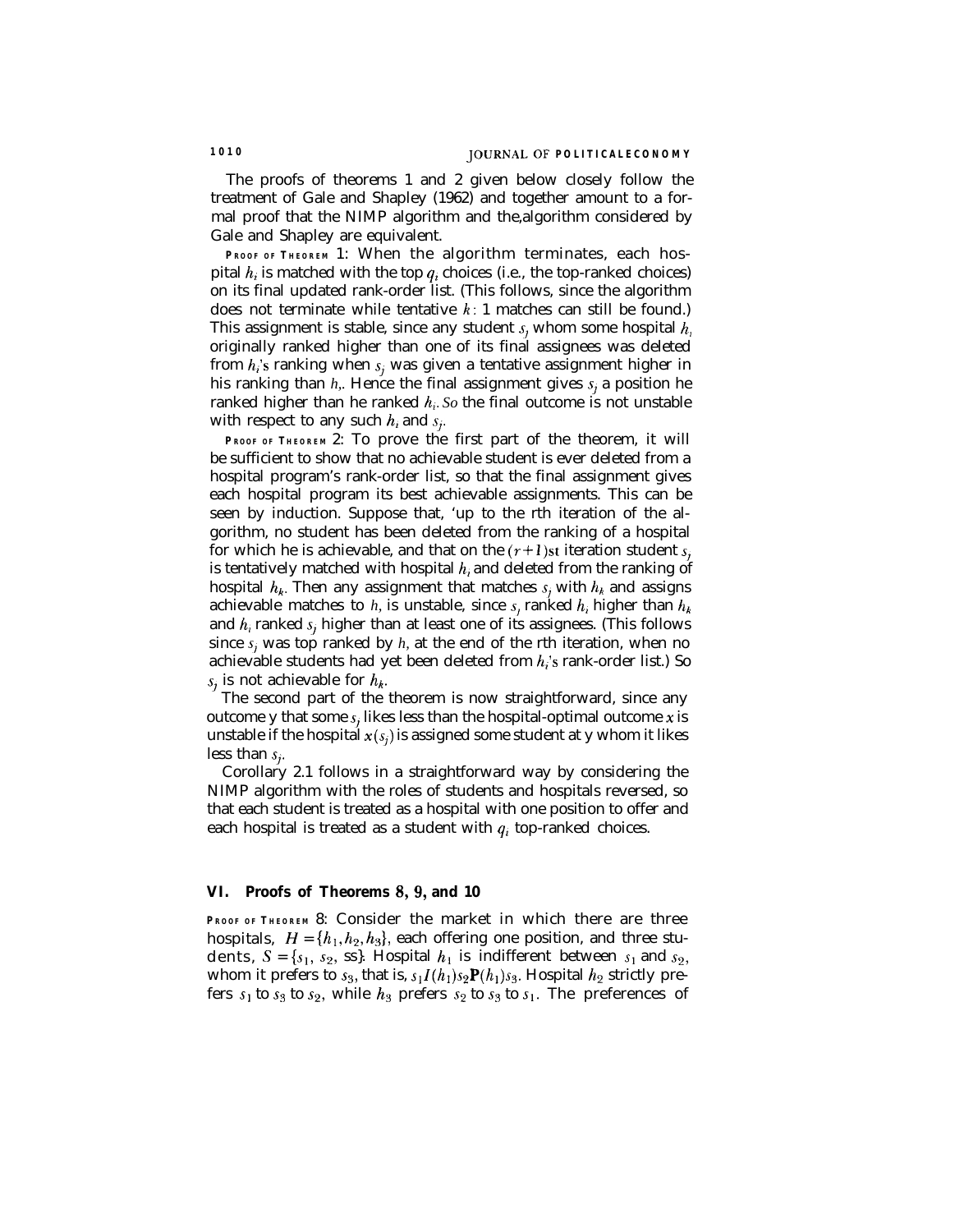The proofs of theorems 1 and 2 given below closely follow the treatment of Gale and Shapley (1962) and together amount to a formal proof that the NIMP algorithm and the algorithm considered by Gale and Shapley are equivalent.

**PROOF OF THEOREM 1:** When the algorithm terminates, each hospital $h_i$ is matched with the top $q_i$ choices (i.e., the top-ranked choices) on its final updated rank-order list. (This follows, since the algorithm does not terminate while tentative $k:1$ matches can still be found.) This assignment is stable, since any student $s_j$ whom some hospital $h_i$ originally ranked higher than one of its final assignees was deleted from $h_i$'s ranking when $s_j$ was given a tentative assignment higher in his ranking than $h_i$. Hence the final assignment gives $s_j$ a position he ranked higher than he ranked $h_i$. So the final outcome is not unstable with respect to any such $h_i$ and $s_j$.

**PROOF OF THEOREM 2:** To prove the first part of the theorem, it will be sufficient to show that no achievable student is ever deleted from a hospital program's rank-order list, so that the final assignment gives each hospital program its best achievable assignments. This can be seen by induction. Suppose that, up to the rth iteration of the algorithm, no student has been deleted from the ranking of a hospital for which he is achievable, and that on the $(r+1)$st iteration student $s_j$ is tentatively matched with hospital $h_i$ and deleted from the ranking of hospital $h_k$. Then any assignment that matches $s_j$ with $h_k$ and assigns achievable matches to $h_i$ is unstable, since $s_j$ ranked $h_i$ higher than $h_k$ and $h_i$ ranked $s_j$ higher than at least one of its assignees. (This follows since $s_j$ was top ranked by $h_i$ at the end of the rth iteration, when no achievable students had yet been deleted from $h_i$'s rank-order list.) So $s_j$ is not achievable for $h_k$.

The second part of the theorem is now straightforward, since any outcome y that some $s_j$ likes less than the hospital-optimal outcome $x$ is unstable if the hospital $x(s_j)$ is assigned some student at y whom it likes less than $s_j$.

Corollary 2.1 follows in a straightforward way by considering the NIMP algorithm with the roles of students and hospitals reversed, so that each student is treated as a hospital with one position to offer and each hospital is treated as a student with $q_i$ top-ranked choices.

## VI. Proofs of Theorems 8, 9, and 10

**PROOF OF THEOREM 8:** Consider the market in which there are three hospitals, $H = \{h_1, h_2, h_3\}$, each offering one position, and three students, $S = \{s_1, s_2, s_3\}$. Hospital $h_1$ is indifferent between $s_1$ and $s_2$, whom it prefers to $s_3$, that is, $s_1 I(h_1) s_2 \mathbf{P}(h_1) s_3$. Hospital $h_2$ strictly prefers $s_1$ to $s_3$ to $s_2$, while $h_3$ prefers $s_2$ to $s_3$ to $s_1$. The preferences of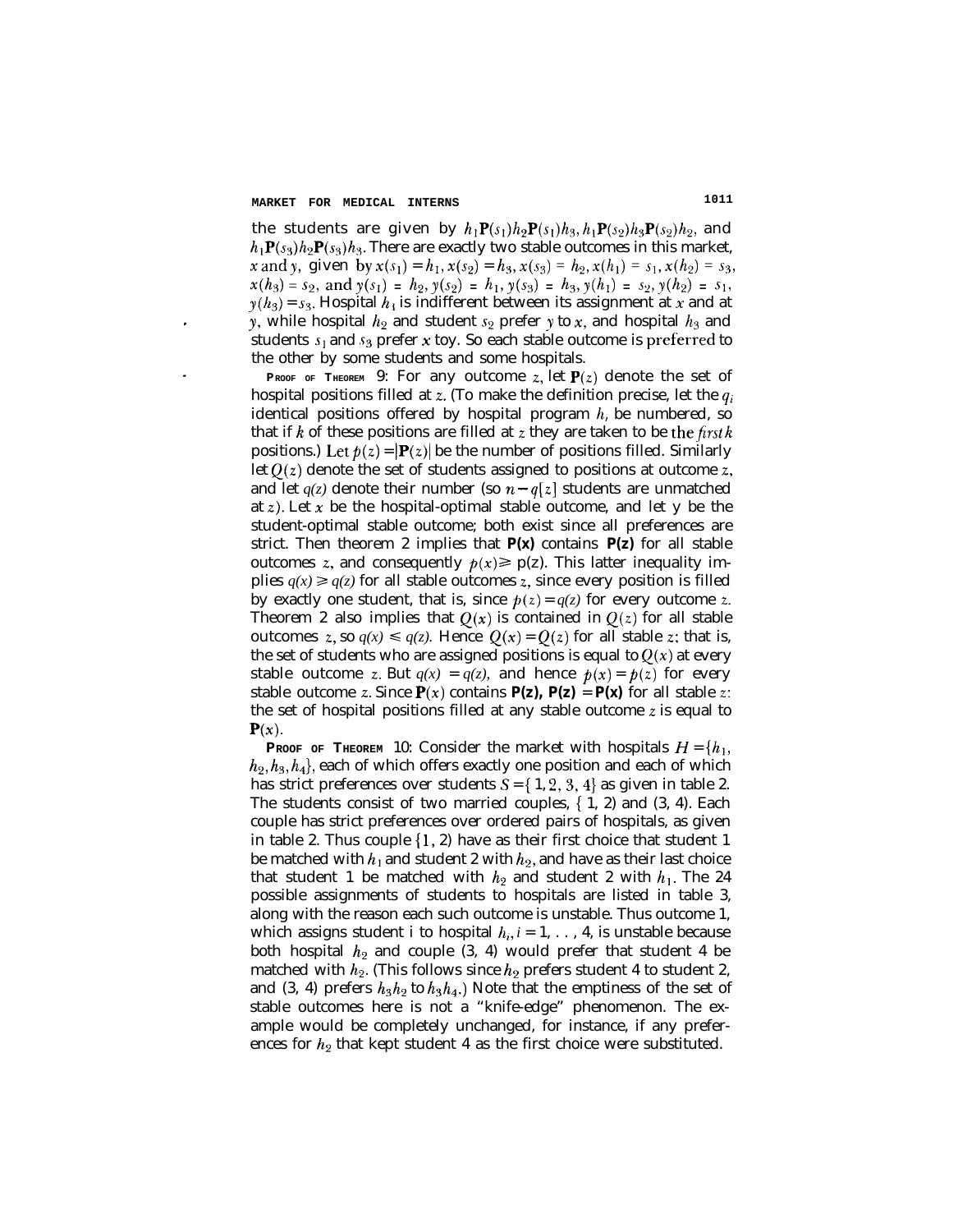the students are given by $h_1\mathbf{P}(s_1)h_2\mathbf{P}(s_1)h_3$, $h_1\mathbf{P}(s_2)h_3\mathbf{P}(s_2)h_2$, and $h_1\mathbf{P}(s_3)h_2\mathbf{P}(s_3)h_3$. There are exactly two stable outcomes in this market, $x$ and $y$, given by $x(s_1) = h_1$, $x(s_2) = h_3$, $x(s_3) = h_2$, $x(h_1) = s_1$, $x(h_2) = s_3$, $x(h_3) = s_2$, and $y(s_1) = h_2$, $y(s_2) = h_1$, $y(s_3) = h_3$, $y(h_1) = s_2$, $y(h_2) = s_1$, $y(h_3) = s_3$. Hospital $h_1$ is indifferent between its assignment at $x$ and at $y$, while hospital $h_2$ and student $s_2$ prefer $y$ to $x$, and hospital $h_3$ and students $s_1$ and $s_3$ prefer $x$ to $y$. So each stable outcome is preferred to the other by some students and some hospitals.

**PROOF OF THEOREM 9**: For any outcome $z$, let $\mathbf{P}(z)$ denote the set of hospital positions filled at $z$. (To make the definition precise, let the $q_i$ identical positions offered by hospital program $h_i$ be numbered, so that if $k$ of these positions are filled at $z$ they are taken to be the *first* $k$ positions.) Let $p(z) = |\mathbf{P}(z)|$ be the number of positions filled. Similarly let $Q(z)$ denote the set of students assigned to positions at outcome $z$, and let $q(z)$ denote their number (so $n - q[z]$ students are unmatched at $z$). Let $x$ be the hospital-optimal stable outcome, and let $y$ be the student-optimal stable outcome; both exist since all preferences are strict. Then theorem 2 implies that $\mathbf{P}(x)$ contains $\mathbf{P}(z)$ for all stable outcomes $z$, and consequently $p(x) \geq p(z)$. This latter inequality implies $q(x) \geq q(z)$ for all stable outcomes $z$, since every position is filled by exactly one student, that is, since $p(z) = q(z)$ for every outcome $z$. Theorem 2 also implies that $Q(x)$ is contained in $Q(z)$ for all stable outcomes $z$, so $q(x) \leq q(z)$. Hence $Q(x) = Q(z)$ for all stable $z$; that is, the set of students who are assigned positions is equal to $Q(x)$ at every stable outcome $z$. But $q(x) = q(z)$, and hence $p(x) = p(z)$ for every stable outcome $z$. Since $\mathbf{P}(x)$ contains $\mathbf{P}(z)$, $\mathbf{P}(z) = \mathbf{P}(x)$ for all stable $z$: the set of hospital positions filled at any stable outcome $z$ is equal to $\mathbf{P}(x)$.

**PROOF OF THEOREM 10**: Consider the market with hospitals $H = \{h_1, h_2, h_3, h_4\}$, each of which offers exactly one position and each of which has strict preferences over students $S = \{1, 2, 3, 4\}$ as given in table 2. The students consist of two married couples, $\{1, 2)$ and $(3, 4)$. Each couple has strict preferences over ordered pairs of hospitals, as given in table 2. Thus couple $\{1, 2)$ have as their first choice that student 1 be matched with $h_1$ and student 2 with $h_2$, and have as their last choice that student 1 be matched with $h_2$ and student 2 with $h_1$. The 24 possible assignments of students to hospitals are listed in table 3, along with the reason each such outcome is unstable. Thus outcome 1, which assigns student i to hospital $h_i$, $i = 1, \ldots, 4$, is unstable because both hospital $h_2$ and couple (3, 4) would prefer that student 4 be matched with $h_2$. (This follows since $h_2$ prefers student 4 to student 2, and (3, 4) prefers $h_3h_2$ to $h_3h_4$.) Note that the emptiness of the set of stable outcomes here is not a "knife-edge" phenomenon. The example would be completely unchanged, for instance, if any preferences for $h_2$ that kept student 4 as the first choice were substituted.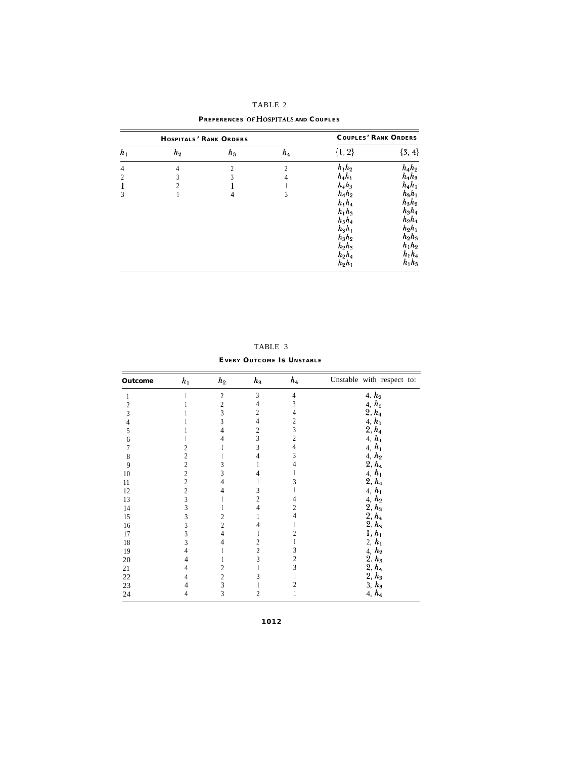TABLE 2

**PREFERENCES OF HOSPITALS AND COUPLES**

| HOSPITALS' RANK ORDERS | | | | COUPLES' RANK ORDERS | |
|---|---|---|---|---|---|
| $h_1$ | $h_2$ | $h_3$ | $h_4$ | $\{1, 2\}$ | $\{3, 4\}$ |
| 4 | 4 | 2 | 2 | $h_1h_2$ | $h_4h_2$ |
| 2 | 3 | 3 | 4 | $h_4h_1$ | $h_4h_3$ |
| 1 | 2 | 1 | 1 | $h_4h_3$ | $h_4h_1$ |
| 3 | 1 | 4 | 3 | $h_4h_2$ | $h_3h_1$ |
| | | | | $h_1h_4$ | $h_3h_2$ |
| | | | | $h_1h_3$ | $h_3h_4$ |
| | | | | $h_3h_4$ | $h_2h_4$ |
| | | | | $h_3h_1$ | $h_2h_1$ |
| | | | | $h_3h_2$ | $h_2h_3$ |
| | | | | $h_2h_3$ | $h_1h_2$ |
| | | | | $h_2h_4$ | $h_1h_4$ |
| | | | | $h_2h_1$ | $h_1h_3$ |

TABLE 3

**EVERY OUTCOME IS UNSTABLE**

| Outcome | $h_1$ | $h_2$ | $h_3$ | $h_4$ | Unstable with respect to: |
|---|---|---|---|---|---|
| 1 | 1 | 2 | 3 | 4 | 4. $h_2$ |
| 2 | 1 | 2 | 4 | 3 | 4, $h_2$ |
| 3 | 1 | 3 | 2 | 4 | 2, $h_4$ |
| 4 | 1 | 3 | 4 | 2 | 4, $h_1$ |
| 5 | 1 | 4 | 2 | 3 | 2, $h_4$ |
| 6 | 1 | 4 | 3 | 2 | 4, $h_1$ |
| 7 | 2 | 1 | 3 | 4 | 4, $h_1$ |
| 8 | 2 | 1 | 4 | 3 | 4, $h_2$ |
| 9 | 2 | 3 | 1 | 4 | 2, $h_4$ |
| 10 | 2 | 3 | 4 | 1 | 4, $h_1$ |
| 11 | 2 | 4 | 1 | 3 | 2, $h_4$ |
| 12 | 2 | 4 | 3 | 1 | 4, $h_1$ |
| 13 | 3 | 1 | 2 | 4 | 4, $h_2$ |
| 14 | 3 | 1 | 4 | 2 | 2, $h_3$ |
| 15 | 3 | 2 | 1 | 4 | 2, $h_4$ |
| 16 | 3 | 2 | 4 | 1 | 2, $h_3$ |
| 17 | 3 | 4 | 1 | 2 | 1, $h_1$ |
| 18 | 3 | 4 | 2 | 1 | 2, $h_1$ |
| 19 | 4 | 1 | 2 | 3 | 4, $h_2$ |
| 20 | 4 | 1 | 3 | 2 | 2, $h_3$ |
| 21 | 4 | 2 | 1 | 3 | 2, $h_4$ |
| 22 | 4 | 2 | 3 | 1 | 2, $h_3$ |
| 23 | 4 | 3 | 1 | 2 | 3, $h_3$ |
| 24 | 4 | 3 | 2 | 1 | 4, $h_4$ |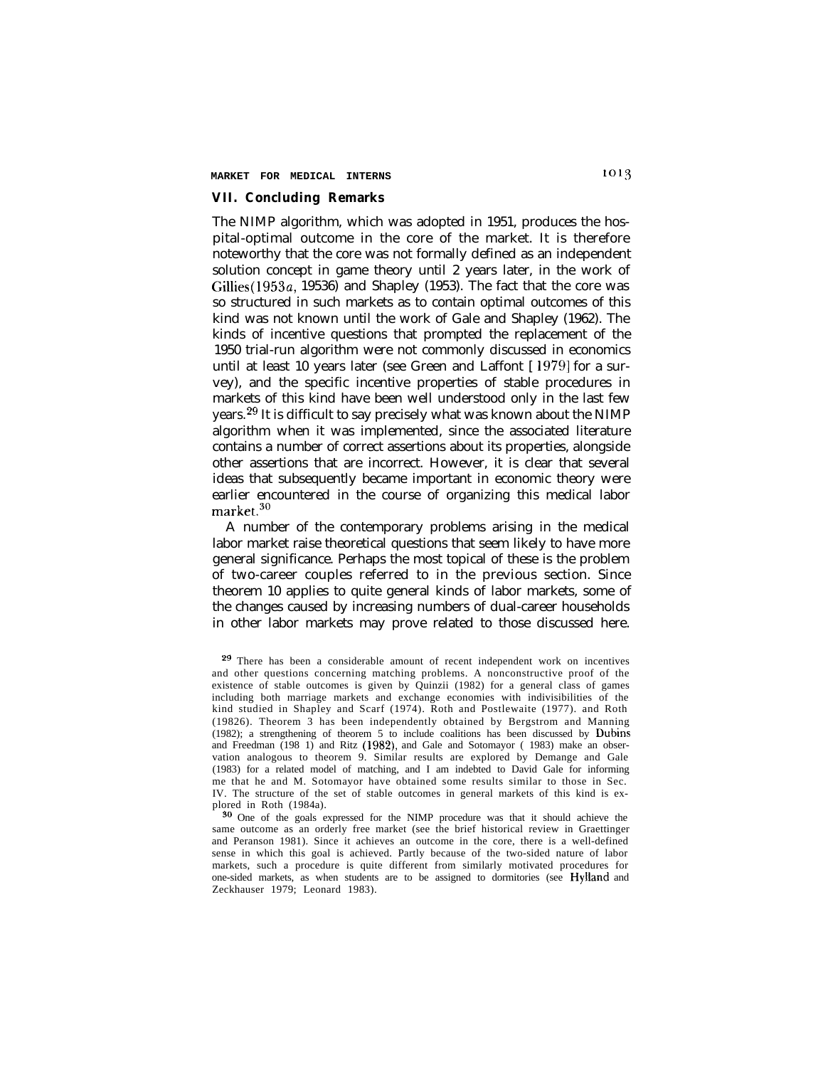## VII. Concluding Remarks

The NIMP algorithm, which was adopted in 1951, produces the hospital-optimal outcome in the core of the market. It is therefore noteworthy that the core was not formally defined as an independent solution concept in game theory until 2 years later, in the work of Gillies (1953a, 19536) and Shapley (1953). The fact that the core was so structured in such markets as to contain optimal outcomes of this kind was not known until the work of Gale and Shapley (1962). The kinds of incentive questions that prompted the replacement of the 1950 trial-run algorithm were not commonly discussed in economics until at least 10 years later (see Green and Laffont [1979] for a survey), and the specific incentive properties of stable procedures in markets of this kind have been well understood only in the last few years.[29] It is difficult to say precisely what was known about the NIMP algorithm when it was implemented, since the associated literature contains a number of correct assertions about its properties, alongside other assertions that are incorrect. However, it is clear that several ideas that subsequently became important in economic theory were earlier encountered in the course of organizing this medical labor market.[30]

A number of the contemporary problems arising in the medical labor market raise theoretical questions that seem likely to have more general significance. Perhaps the most topical of these is the problem of two-career couples referred to in the previous section. Since theorem 10 applies to quite general kinds of labor markets, some of the changes caused by increasing numbers of dual-career households in other labor markets may prove related to those discussed here.

[29] There has been a considerable amount of recent independent work on incentives and other questions concerning matching problems. A nonconstructive proof of the existence of stable outcomes is given by Quinzii (1982) for a general class of games including both marriage markets and exchange economies with indivisibilities of the kind studied in Shapley and Scarf (1974). Roth and Postlewaite (1977). and Roth (19826). Theorem 3 has been independently obtained by Bergstrom and Manning (1982); a strengthening of theorem 5 to include coalitions has been discussed by Dubins and Freedman (198 1) and Ritz (1982), and Gale and Sotomayor ( 1983) make an observation analogous to theorem 9. Similar results are explored by Demange and Gale (1983) for a related model of matching, and I am indebted to David Gale for informing me that he and M. Sotomayor have obtained some results similar to those in Sec. IV. The structure of the set of stable outcomes in general markets of this kind is explored in Roth (1984a).

[30] One of the goals expressed for the NIMP procedure was that it should achieve the same outcome as an orderly free market (see the brief historical review in Graettinger and Peranson 1981). Since it achieves an outcome in the core, there is a well-defined sense in which this goal is achieved. Partly because of the two-sided nature of labor markets, such a procedure is quite different from similarly motivated procedures for one-sided markets, as when students are to be assigned to dormitories (see Hylland and Zeckhauser 1979; Leonard 1983).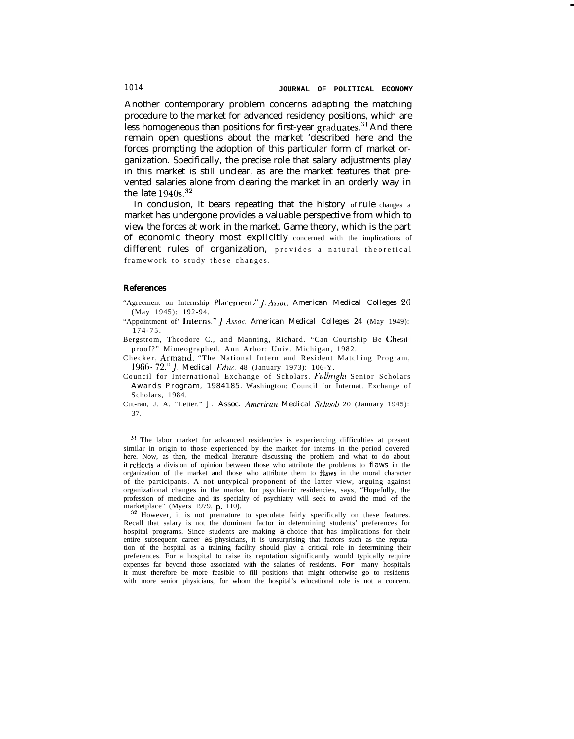Another contemporary problem concerns adapting the matching procedure to the market for advanced residency positions, which are less homogeneous than positions for first-year graduates.[31] And there remain open questions about the market 'described here and the forces prompting the adoption of this particular form of market organization. Specifically, the precise role that salary adjustments play in this market is still unclear, as are the market features that prevented salaries alone from clearing the market in an orderly way in the late 1940s.[32]

In conclusion, it bears repeating that the history of rule changes a market has undergone provides a valuable perspective from which to view the forces at work in the market. Game theory, which is the part of economic theory most explicitly concerned with the implications of different rules of organization, provides a natural theoretical framework to study these changes.

### References

"Agreement on Internship Placement." *J. Assoc. American Medical Colleges* 20 (May 1945): 192-94.

"Appointment of' Interns." *J. Assoc. American Medical Colleges* 24 (May 1949): 174-75.

Bergstrom, Theodore C., and Manning, Richard. "Can Courtship Be Cheatproof?" Mimeographed. Ann Arbor: Univ. Michigan, 1982.

Checker, Armand. "The National Intern and Resident Matching Program, 1966-72." *J. Medical Educ.* 48 (January 1973): 106-Y.

Council for International Exchange of Scholars. *Fulbright Senior Scholars Awards Program, 1984185.* Washington: Council for Internat. Exchange of Scholars, 1984.

Cut-ran, J. A. "Letter." *J. Assoc. American Medical Schools* 20 (January 1945): 37.

---

[31] The labor market for advanced residencies is experiencing difficulties at present similar in origin to those experienced by the market for interns in the period covered here. Now, as then, the medical literature discussing the problem and what to do about it reflects a division of opinion between those who attribute the problems to flaws in the organization of the market and those who attribute them to flaws in the moral character of the participants. A not untypical proponent of the latter view, arguing against organizational changes in the market for psychiatric residencies, says, "Hopefully, the profession of medicine and its specialty of psychiatry will seek to avoid the mud of the marketplace" (Myers 1979, p. 110).

[32] However, it is not premature to speculate fairly specifically on these features. Recall that salary is not the dominant factor in determining students' preferences for hospital programs. Since students are making a choice that has implications for their entire subsequent career as physicians, it is unsurprising that factors such as the reputation of the hospital as a training facility should play a critical role in determining their preferences. For a hospital to raise its reputation significantly would typically require expenses far beyond those associated with the salaries of residents. For many hospitals it must therefore be more feasible to fill positions that might otherwise go to residents with more senior physicians, for whom the hospital's educational role is not a concern.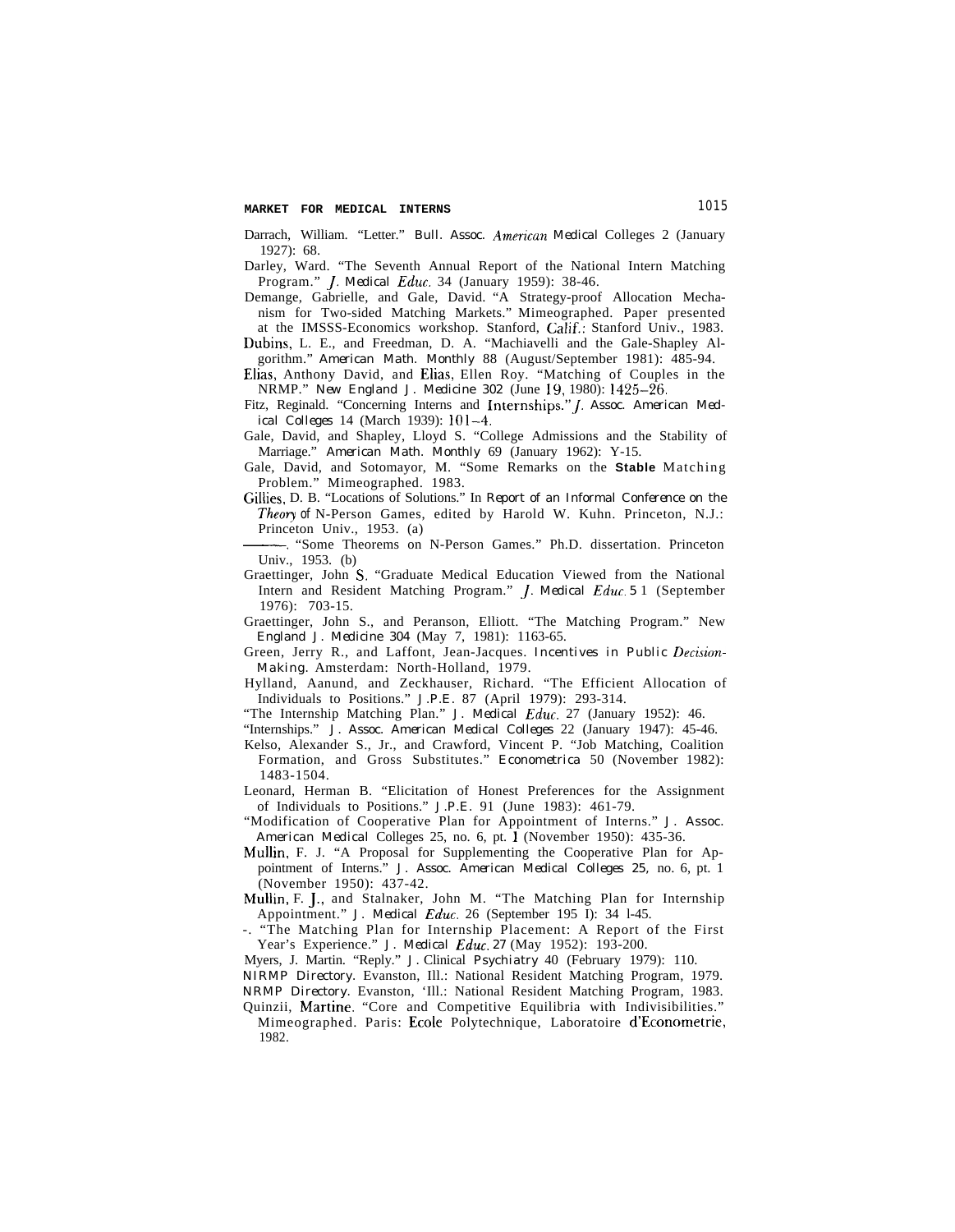Darrach, William. "Letter." *Bull. Assoc. American Medical* Colleges 2 (January 1927): 68.

Darley, Ward. "The Seventh Annual Report of the National Intern Matching Program." *J. Medical Educ.* 34 (January 1959): 38-46.

Demange, Gabrielle, and Gale, David. "A Strategy-proof Allocation Mechanism for Two-sided Matching Markets." Mimeographed. Paper presented at the IMSSS-Economics workshop. Stanford, Calif.: Stanford Univ., 1983.

Dubins, L. E., and Freedman, D. A. "Machiavelli and the Gale-Shapley Algorithm." *American Math. Monthly* 88 (August/September 1981): 485-94.

Elias, Anthony David, and Elias, Ellen Roy. "Matching of Couples in the NRMP." *New England J. Medicine* 302 (June 19, 1980): 1425–26.

Fitz, Reginald. "Concerning Interns and Internships." *J. Assoc. American Medical Colleges* 14 (March 1939): 101–4.

Gale, David, and Shapley, Lloyd S. "College Admissions and the Stability of Marriage." *American Math. Monthly* 69 (January 1962): Y-15.

Gale, David, and Sotomayor, M. "Some Remarks on the Stable Matching Problem." Mimeographed. 1983.

Gillies, D. B. "Locations of Solutions." In *Report of an Informal Conference on the Theory of N-Person Games*, edited by Harold W. Kuhn. Princeton, N.J.: Princeton Univ., 1953. (a)

———. "Some Theorems on N-Person Games." Ph.D. dissertation. Princeton Univ., 1953. (b)

Graettinger, John S. "Graduate Medical Education Viewed from the National Intern and Resident Matching Program." *J. Medical Educ.* 51 (September 1976): 703-15.

Graettinger, John S., and Peranson, Elliott. "The Matching Program." *New England J. Medicine* 304 (May 7, 1981): 1163-65.

Green, Jerry R., and Laffont, Jean-Jacques. *Incentives in Public Decision-Making*. Amsterdam: North-Holland, 1979.

Hylland, Aanund, and Zeckhauser, Richard. "The Efficient Allocation of Individuals to Positions." *J.P.E.* 87 (April 1979): 293-314.

"The Internship Matching Plan." *J. Medical Educ.* 27 (January 1952): 46.

"Internships." *J. Assoc. American Medical Colleges* 22 (January 1947): 45-46.

Kelso, Alexander S., Jr., and Crawford, Vincent P. "Job Matching, Coalition Formation, and Gross Substitutes." *Econometrica* 50 (November 1982): 1483-1504.

Leonard, Herman B. "Elicitation of Honest Preferences for the Assignment of Individuals to Positions." *J.P.E.* 91 (June 1983): 461-79.

"Modification of Cooperative Plan for Appointment of Interns." *J. Assoc. American Medical* Colleges 25, no. 6, pt. 1 (November 1950): 435-36.

Mullin, F. J. "A Proposal for Supplementing the Cooperative Plan for Appointment of Interns." *J. Assoc. American Medical Colleges* 25, no. 6, pt. 1 (November 1950): 437-42.

Mullin, F. J., and Stalnaker, John M. "The Matching Plan for Internship Appointment." *J. Medical Educ.* 26 (September 1951): 341-45.

-. "The Matching Plan for Internship Placement: A Report of the First Year's Experience." *J. Medical Educ.* 27 (May 1952): 193-200.

Myers, J. Martin. "Reply." *J. Clinical Psychiatry* 40 (February 1979): 110.

*NIRMP Directory*. Evanston, Ill.: National Resident Matching Program, 1979.

*NRMP Directory*. Evanston, 'Ill.: National Resident Matching Program, 1983.

Quinzii, Martine. "Core and Competitive Equilibria with Indivisibilities." Mimeographed. Paris: Ecole Polytechnique, Laboratoire d'Econometrie, 1982.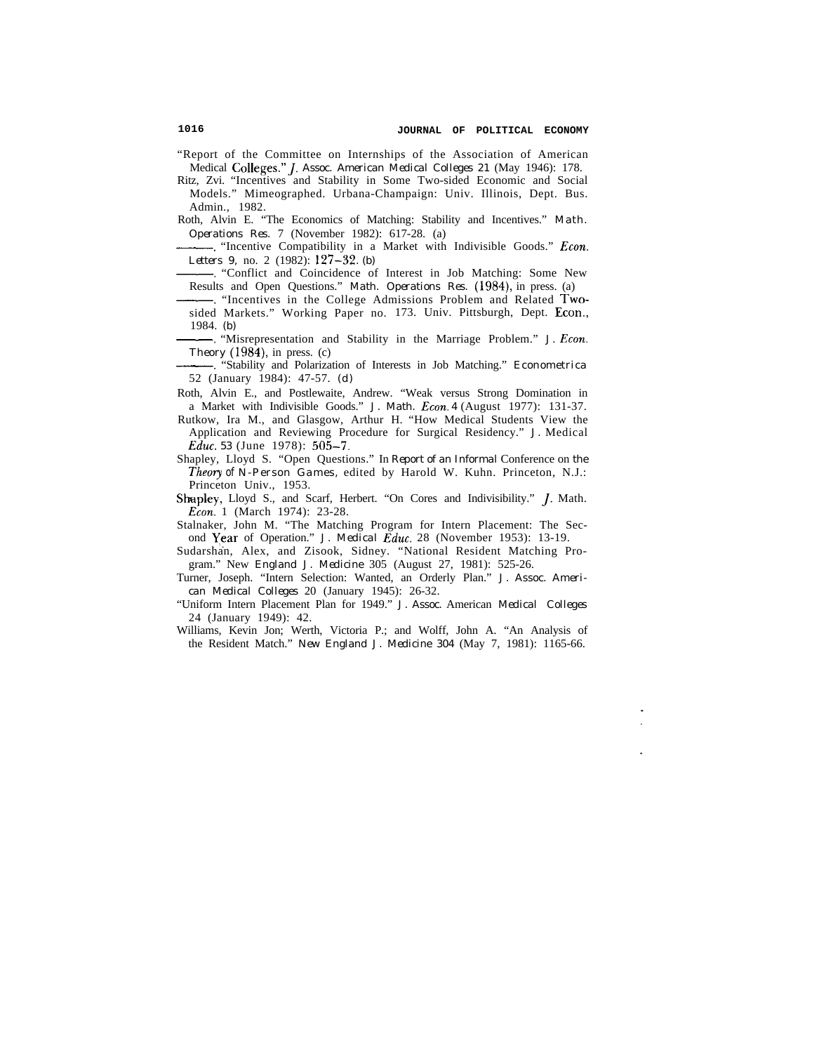"Report of the Committee on Internships of the Association of American Medical Colleges." *J. Assoc. American Medical Colleges* 21 (May 1946): 178.

Ritz, Zvi. "Incentives and Stability in Some Two-sided Economic and Social Models." Mimeographed. Urbana-Champaign: Univ. Illinois, Dept. Bus. Admin., 1982.

Roth, Alvin E. "The Economics of Matching: Stability and Incentives." *Math. Operations Res.* 7 (November 1982): 617-28. (a)

———. "Incentive Compatibility in a Market with Indivisible Goods." *Econ. Letters* 9, no. 2 (1982): 127-32. (b)

———. "Conflict and Coincidence of Interest in Job Matching: Some New Results and Open Questions." *Math. Operations Res.* (1984), in press. (a)

———. "Incentives in the College Admissions Problem and Related Two-sided Markets." Working Paper no. 173. Univ. Pittsburgh, Dept. Econ., 1984. (b)

———. "Misrepresentation and Stability in the Marriage Problem." *J. Econ. Theory* (1984), in press. (c)

———. "Stability and Polarization of Interests in Job Matching." *Econometrica* 52 (January 1984): 47-57. (d)

Roth, Alvin E., and Postlewaite, Andrew. "Weak versus Strong Domination in a Market with Indivisible Goods." *J. Math. Econ.* 4 (August 1977): 131-37.

Rutkow, Ira M., and Glasgow, Arthur H. "How Medical Students View the Application and Reviewing Procedure for Surgical Residency." *J. Medical Educ.* 53 (June 1978): 505-7.

Shapley, Lloyd S. "Open Questions." In *Report of an Informal Conference on the Theory of N-Person Games*, edited by Harold W. Kuhn. Princeton, N.J.: Princeton Univ., 1953.

Shapley, Lloyd S., and Scarf, Herbert. "On Cores and Indivisibility." *J. Math. Econ.* 1 (March 1974): 23-28.

Stalnaker, John M. "The Matching Program for Intern Placement: The Second Year of Operation." *J. Medical Educ.* 28 (November 1953): 13-19.

Sudarshan, Alex, and Zisook, Sidney. "National Resident Matching Program." *New England J. Medicine* 305 (August 27, 1981): 525-26.

Turner, Joseph. "Intern Selection: Wanted, an Orderly Plan." *J. Assoc. American Medical Colleges* 20 (January 1945): 26-32.

"Uniform Intern Placement Plan for 1949." *J. Assoc. American Medical Colleges* 24 (January 1949): 42.

Williams, Kevin Jon; Werth, Victoria P.; and Wolff, John A. "An Analysis of the Resident Match." *New England J. Medicine* 304 (May 7, 1981): 1165-66.